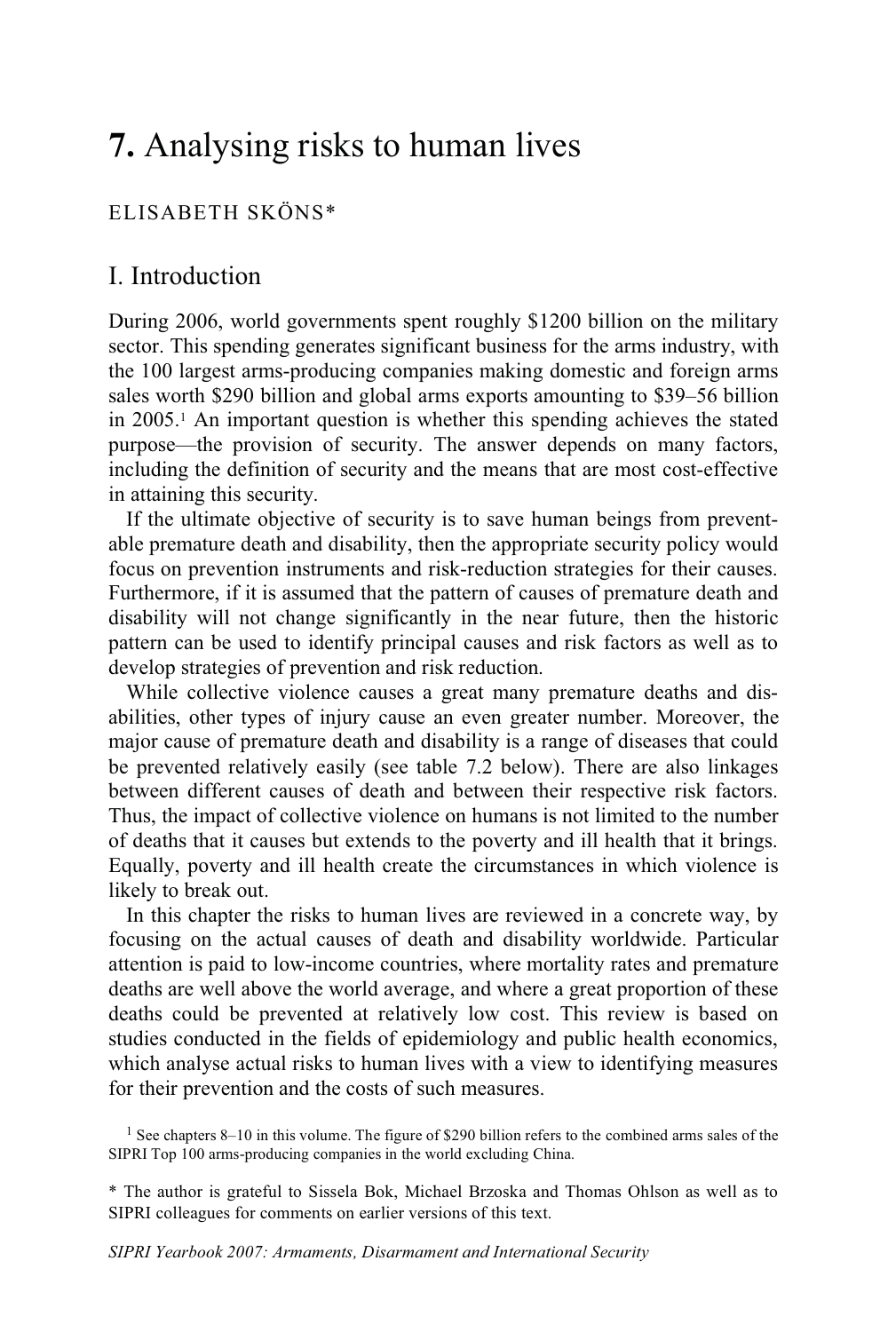# **7.** Analysing risks to human lives

ELISABETH SKÖNS*

## I. Introduction

During 2006, world governments spent roughly $1200 billion on the military sector. This spending generates significant business for the arms industry, with the 100 largest arms-producing companies making domestic and foreign arms sales worth $290 billion and global arms exports amounting to $39–56 billion in 2005.[1] An important question is whether this spending achieves the stated purpose—the provision of security. The answer depends on many factors, including the definition of security and the means that are most cost-effective in attaining this security.

If the ultimate objective of security is to save human beings from preventable premature death and disability, then the appropriate security policy would focus on prevention instruments and risk-reduction strategies for their causes. Furthermore, if it is assumed that the pattern of causes of premature death and disability will not change significantly in the near future, then the historic pattern can be used to identify principal causes and risk factors as well as to develop strategies of prevention and risk reduction.

While collective violence causes a great many premature deaths and disabilities, other types of injury cause an even greater number. Moreover, the major cause of premature death and disability is a range of diseases that could be prevented relatively easily (see table 7.2 below). There are also linkages between different causes of death and between their respective risk factors. Thus, the impact of collective violence on humans is not limited to the number of deaths that it causes but extends to the poverty and ill health that it brings. Equally, poverty and ill health create the circumstances in which violence is likely to break out.

In this chapter the risks to human lives are reviewed in a concrete way, by focusing on the actual causes of death and disability worldwide. Particular attention is paid to low-income countries, where mortality rates and premature deaths are well above the world average, and where a great proportion of these deaths could be prevented at relatively low cost. This review is based on studies conducted in the fields of epidemiology and public health economics, which analyse actual risks to human lives with a view to identifying measures for their prevention and the costs of such measures.

[1] See chapters 8–10 in this volume. The figure of $290 billion refers to the combined arms sales of the SIPRI Top 100 arms-producing companies in the world excluding China.

* The author is grateful to Sissela Bok, Michael Brzoska and Thomas Ohlson as well as to SIPRI colleagues for comments on earlier versions of this text.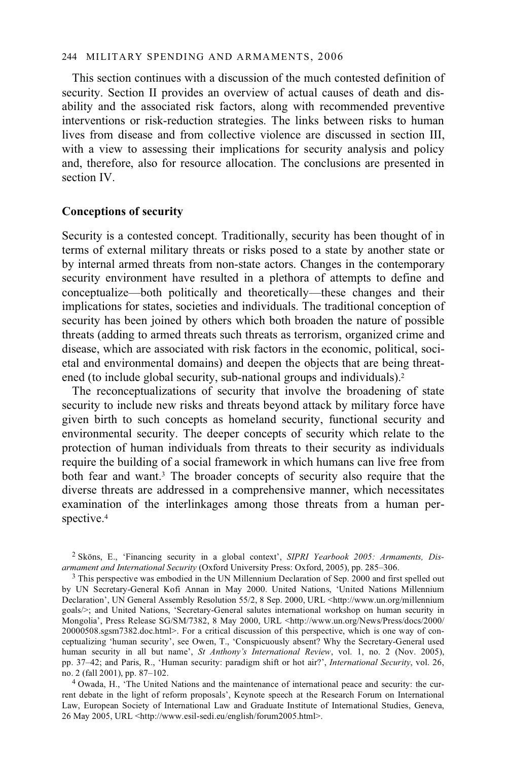This section continues with a discussion of the much contested definition of security. Section II provides an overview of actual causes of death and disability and the associated risk factors, along with recommended preventive interventions or risk-reduction strategies. The links between risks to human lives from disease and from collective violence are discussed in section III, with a view to assessing their implications for security analysis and policy and, therefore, also for resource allocation. The conclusions are presented in section IV.

### Conceptions of security

Security is a contested concept. Traditionally, security has been thought of in terms of external military threats or risks posed to a state by another state or by internal armed threats from non-state actors. Changes in the contemporary security environment have resulted in a plethora of attempts to define and conceptualize—both politically and theoretically—these changes and their implications for states, societies and individuals. The traditional conception of security has been joined by others which both broaden the nature of possible threats (adding to armed threats such threats as terrorism, organized crime and disease, which are associated with risk factors in the economic, political, societal and environmental domains) and deepen the objects that are being threatened (to include global security, sub-national groups and individuals).[2]

The reconceptualizations of security that involve the broadening of state security to include new risks and threats beyond attack by military force have given birth to such concepts as homeland security, functional security and environmental security. The deeper concepts of security which relate to the protection of human individuals from threats to their security as individuals require the building of a social framework in which humans can live free from both fear and want.[3] The broader concepts of security also require that the diverse threats are addressed in a comprehensive manner, which necessitates examination of the interlinkages among those threats from a human perspective.[4]

---

[2] Sköns, E., 'Financing security in a global context', *SIPRI Yearbook 2005: Armaments, Disarmament and International Security* (Oxford University Press: Oxford, 2005), pp. 285–306.

[3] This perspective was embodied in the UN Millennium Declaration of Sep. 2000 and first spelled out by UN Secretary-General Kofi Annan in May 2000. United Nations, 'United Nations Millennium Declaration', UN General Assembly Resolution 55/2, 8 Sep. 2000, URL <http://www.un.org/millennium goals/>; and United Nations, 'Secretary-General salutes international workshop on human security in Mongolia', Press Release SG/SM/7382, 8 May 2000, URL <http://www.un.org/News/Press/docs/2000/20000508.sgsm7382.doc.html>. For a critical discussion of this perspective, which is one way of conceptualizing 'human security', see Owen, T., 'Conspicuously absent? Why the Secretary-General used human security in all but name', *St Anthony's International Review*, vol. 1, no. 2 (Nov. 2005), pp. 37–42; and Paris, R., 'Human security: paradigm shift or hot air?', *International Security*, vol. 26, no. 2 (fall 2001), pp. 87–102.

[4] Owada, H., 'The United Nations and the maintenance of international peace and security: the current debate in the light of reform proposals', Keynote speech at the Research Forum on International Law, European Society of International Law and Graduate Institute of International Studies, Geneva, 26 May 2005, URL <http://www.esil-sedi.eu/english/forum2005.html>.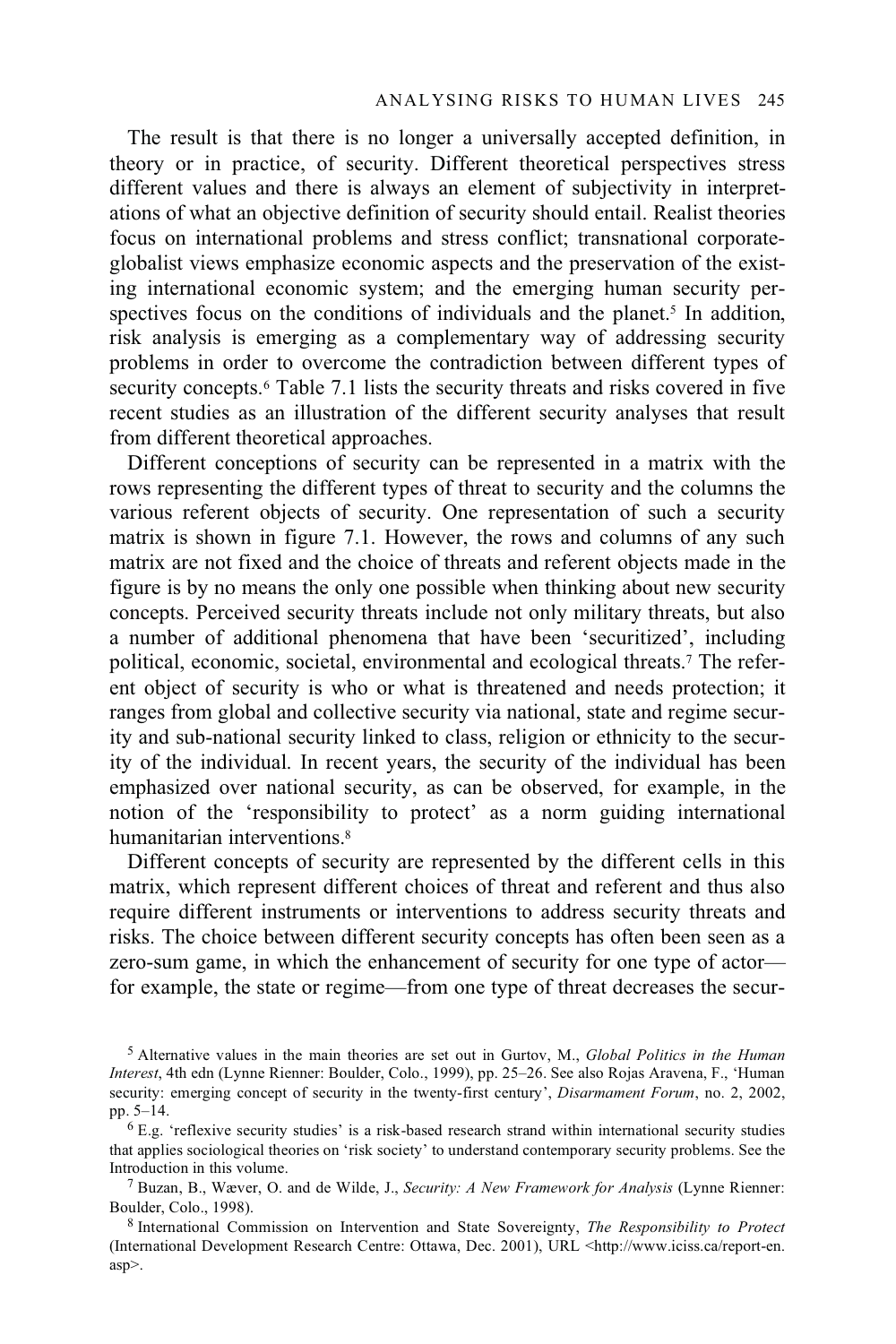The result is that there is no longer a universally accepted definition, in theory or in practice, of security. Different theoretical perspectives stress different values and there is always an element of subjectivity in interpretations of what an objective definition of security should entail. Realist theories focus on international problems and stress conflict; transnational corporate-globalist views emphasize economic aspects and the preservation of the existing international economic system; and the emerging human security perspectives focus on the conditions of individuals and the planet.[5] In addition, risk analysis is emerging as a complementary way of addressing security problems in order to overcome the contradiction between different types of security concepts.[6] Table 7.1 lists the security threats and risks covered in five recent studies as an illustration of the different security analyses that result from different theoretical approaches.

Different conceptions of security can be represented in a matrix with the rows representing the different types of threat to security and the columns the various referent objects of security. One representation of such a security matrix is shown in figure 7.1. However, the rows and columns of any such matrix are not fixed and the choice of threats and referent objects made in the figure is by no means the only one possible when thinking about new security concepts. Perceived security threats include not only military threats, but also a number of additional phenomena that have been 'securitized', including political, economic, societal, environmental and ecological threats.[7] The referent object of security is who or what is threatened and needs protection; it ranges from global and collective security via national, state and regime security and sub-national security linked to class, religion or ethnicity to the security of the individual. In recent years, the security of the individual has been emphasized over national security, as can be observed, for example, in the notion of the 'responsibility to protect' as a norm guiding international humanitarian interventions.[8]

Different concepts of security are represented by the different cells in this matrix, which represent different choices of threat and referent and thus also require different instruments or interventions to address security threats and risks. The choice between different security concepts has often been seen as a zero-sum game, in which the enhancement of security for one type of actor—for example, the state or regime—from one type of threat decreases the secur-

[5] Alternative values in the main theories are set out in Gurtov, M., *Global Politics in the Human Interest*, 4th edn (Lynne Rienner: Boulder, Colo., 1999), pp. 25–26. See also Rojas Aravena, F., 'Human security: emerging concept of security in the twenty-first century', *Disarmament Forum*, no. 2, 2002, pp. 5–14.

[6] E.g. 'reflexive security studies' is a risk-based research strand within international security studies that applies sociological theories on 'risk society' to understand contemporary security problems. See the Introduction in this volume.

[7] Buzan, B., Wæver, O. and de Wilde, J., *Security: A New Framework for Analysis* (Lynne Rienner: Boulder, Colo., 1998).

[8] International Commission on Intervention and State Sovereignty, *The Responsibility to Protect* (International Development Research Centre: Ottawa, Dec. 2001), URL <http://www.iciss.ca/report-en.asp>.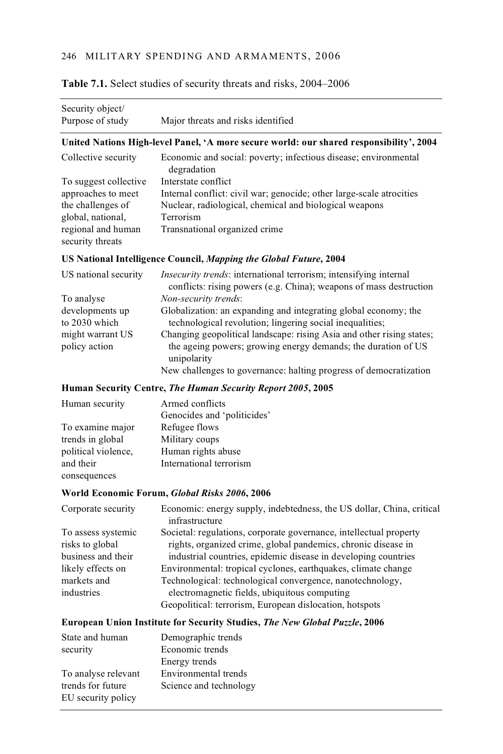**Table 7.1.** Select studies of security threats and risks, 2004–2006

| Security object/ Purpose of study | Major threats and risks identified |
|---|---|
| **United Nations High-level Panel, 'A more secure world: our shared responsibility', 2004** | |
| Collective security | Economic and social: poverty; infectious disease; environmental degradation |
| To suggest collective approaches to meet the challenges of global, national, regional and human security threats | Interstate conflict |
| | Internal conflict: civil war; genocide; other large-scale atrocities |
| | Nuclear, radiological, chemical and biological weapons |
| | Terrorism |
| | Transnational organized crime |
| **US National Intelligence Council, *Mapping the Global Future*, 2004** | |
| US national security | *Insecurity trends*: international terrorism; intensifying internal conflicts: rising powers (e.g. China); weapons of mass destruction |
| To analyse developments up to 2030 which might warrant US policy action | *Non-security trends*: |
| | Globalization: an expanding and integrating global economy; the technological revolution; lingering social inequalities; |
| | Changing geopolitical landscape: rising Asia and other rising states; the ageing powers; growing energy demands; the duration of US unipolarity |
| | New challenges to governance: halting progress of democratization |
| **Human Security Centre, *The Human Security Report 2005*, 2005** | |
| Human security | Armed conflicts |
| | Genocides and 'politicides' |
| To examine major trends in global political violence, and their consequences | Refugee flows |
| | Military coups |
| | Human rights abuse |
| | International terrorism |
| **World Economic Forum, *Global Risks 2006*, 2006** | |
| Corporate security | Economic: energy supply, indebtedness, the US dollar, China, critical infrastructure |
| To assess systemic risks to global business and their likely effects on markets and industries | Societal: regulations, corporate governance, intellectual property rights, organized crime, global pandemics, chronic disease in industrial countries, epidemic disease in developing countries |
| | Environmental: tropical cyclones, earthquakes, climate change |
| | Technological: technological convergence, nanotechnology, electromagnetic fields, ubiquitous computing |
| | Geopolitical: terrorism, European dislocation, hotspots |
| **European Union Institute for Security Studies, *The New Global Puzzle*, 2006** | |
| State and human security | Demographic trends |
| | Economic trends |
| | Energy trends |
| To analyse relevant trends for future EU security policy | Environmental trends |
| | Science and technology |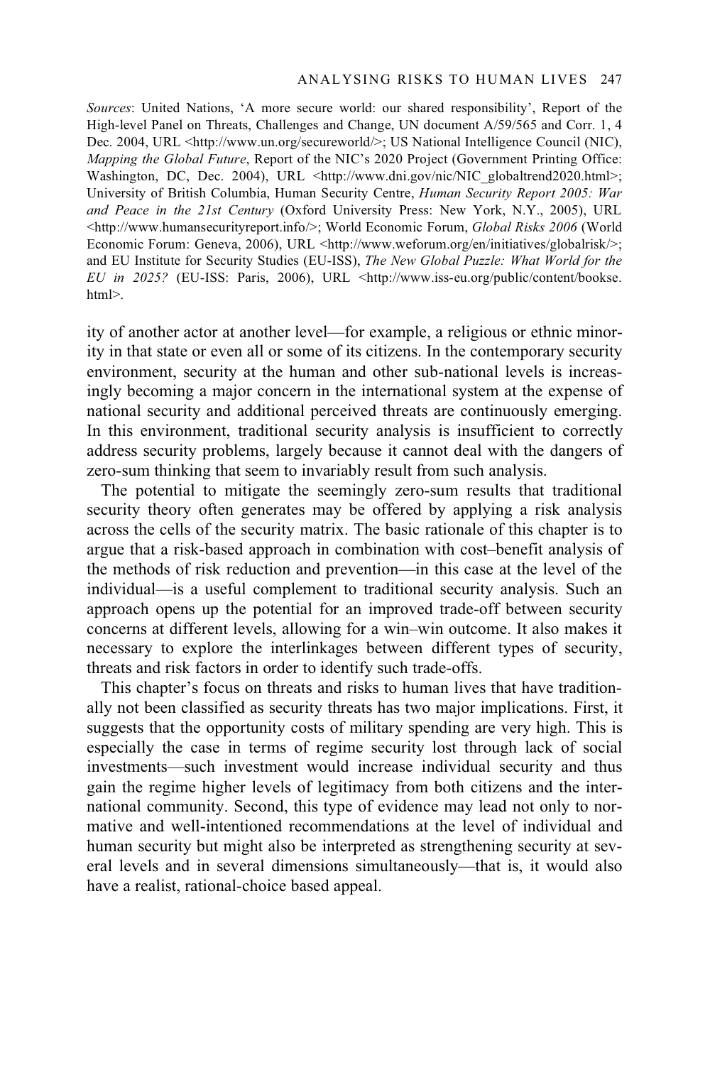*Sources*: United Nations, 'A more secure world: our shared responsibility', Report of the High-level Panel on Threats, Challenges and Change, UN document A/59/565 and Corr. 1, 4 Dec. 2004, URL <http://www.un.org/secureworld/>; US National Intelligence Council (NIC), *Mapping the Global Future*, Report of the NIC's 2020 Project (Government Printing Office: Washington, DC, Dec. 2004), URL <http://www.dni.gov/nic/NIC_globaltrend2020.html>; University of British Columbia, Human Security Centre, *Human Security Report 2005: War and Peace in the 21st Century* (Oxford University Press: New York, N.Y., 2005), URL <http://www.humansecurityreport.info/>; World Economic Forum, *Global Risks 2006* (World Economic Forum: Geneva, 2006), URL <http://www.weforum.org/en/initiatives/globalrisk/>; and EU Institute for Security Studies (EU-ISS), *The New Global Puzzle: What World for the EU in 2025?* (EU-ISS: Paris, 2006), URL <http://www.iss-eu.org/public/content/bookse.html>.

ity of another actor at another level—for example, a religious or ethnic minority in that state or even all or some of its citizens. In the contemporary security environment, security at the human and other sub-national levels is increasingly becoming a major concern in the international system at the expense of national security and additional perceived threats are continuously emerging. In this environment, traditional security analysis is insufficient to correctly address security problems, largely because it cannot deal with the dangers of zero-sum thinking that seem to invariably result from such analysis.

The potential to mitigate the seemingly zero-sum results that traditional security theory often generates may be offered by applying a risk analysis across the cells of the security matrix. The basic rationale of this chapter is to argue that a risk-based approach in combination with cost–benefit analysis of the methods of risk reduction and prevention—in this case at the level of the individual—is a useful complement to traditional security analysis. Such an approach opens up the potential for an improved trade-off between security concerns at different levels, allowing for a win–win outcome. It also makes it necessary to explore the interlinkages between different types of security, threats and risk factors in order to identify such trade-offs.

This chapter's focus on threats and risks to human lives that have traditionally not been classified as security threats has two major implications. First, it suggests that the opportunity costs of military spending are very high. This is especially the case in terms of regime security lost through lack of social investments—such investment would increase individual security and thus gain the regime higher levels of legitimacy from both citizens and the international community. Second, this type of evidence may lead not only to normative and well-intentioned recommendations at the level of individual and human security but might also be interpreted as strengthening security at several levels and in several dimensions simultaneously—that is, it would also have a realist, rational-choice based appeal.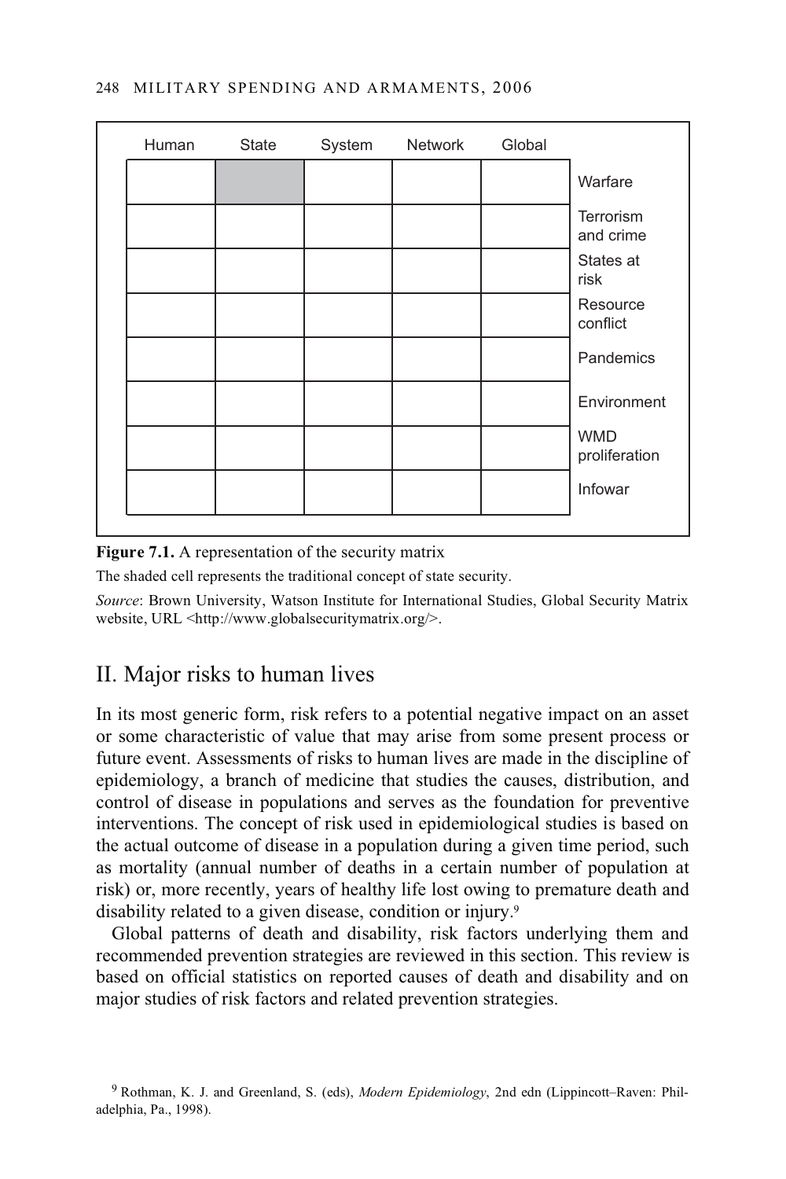|  | Human | State | System | Network | Global |
| --- | --- | --- | --- | --- | --- |
| Warfare |  | (shaded) |  |  |  |
| Terrorism and crime |  |  |  |  |  |
| States at risk |  |  |  |  |  |
| Resource conflict |  |  |  |  |  |
| Pandemics |  |  |  |  |  |
| Environment |  |  |  |  |  |
| WMD proliferation |  |  |  |  |  |
| Infowar |  |  |  |  |  |

**Figure 7.1.** A representation of the security matrix

The shaded cell represents the traditional concept of state security.

*Source*: Brown University, Watson Institute for International Studies, Global Security Matrix website, URL <http://www.globalsecuritymatrix.org/>.

## II. Major risks to human lives

In its most generic form, risk refers to a potential negative impact on an asset or some characteristic of value that may arise from some present process or future event. Assessments of risks to human lives are made in the discipline of epidemiology, a branch of medicine that studies the causes, distribution, and control of disease in populations and serves as the foundation for preventive interventions. The concept of risk used in epidemiological studies is based on the actual outcome of disease in a population during a given time period, such as mortality (annual number of deaths in a certain number of population at risk) or, more recently, years of healthy life lost owing to premature death and disability related to a given disease, condition or injury.[9]

Global patterns of death and disability, risk factors underlying them and recommended prevention strategies are reviewed in this section. This review is based on official statistics on reported causes of death and disability and on major studies of risk factors and related prevention strategies.

[9] Rothman, K. J. and Greenland, S. (eds), *Modern Epidemiology*, 2nd edn (Lippincott–Raven: Philadelphia, Pa., 1998).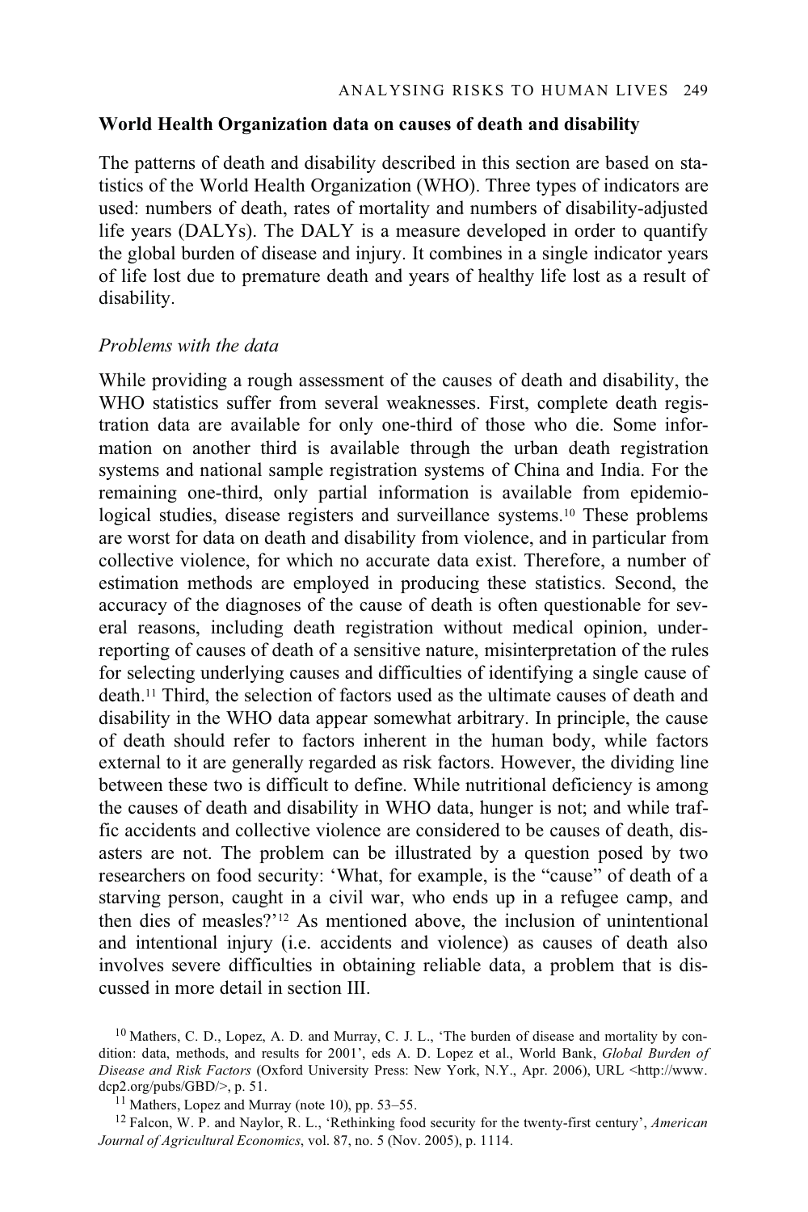### World Health Organization data on causes of death and disability

The patterns of death and disability described in this section are based on statistics of the World Health Organization (WHO). Three types of indicators are used: numbers of death, rates of mortality and numbers of disability-adjusted life years (DALYs). The DALY is a measure developed in order to quantify the global burden of disease and injury. It combines in a single indicator years of life lost due to premature death and years of healthy life lost as a result of disability.

#### *Problems with the data*

While providing a rough assessment of the causes of death and disability, the WHO statistics suffer from several weaknesses. First, complete death registration data are available for only one-third of those who die. Some information on another third is available through the urban death registration systems and national sample registration systems of China and India. For the remaining one-third, only partial information is available from epidemiological studies, disease registers and surveillance systems.[10] These problems are worst for data on death and disability from violence, and in particular from collective violence, for which no accurate data exist. Therefore, a number of estimation methods are employed in producing these statistics. Second, the accuracy of the diagnoses of the cause of death is often questionable for several reasons, including death registration without medical opinion, under-reporting of causes of death of a sensitive nature, misinterpretation of the rules for selecting underlying causes and difficulties of identifying a single cause of death.[11] Third, the selection of factors used as the ultimate causes of death and disability in the WHO data appear somewhat arbitrary. In principle, the cause of death should refer to factors inherent in the human body, while factors external to it are generally regarded as risk factors. However, the dividing line between these two is difficult to define. While nutritional deficiency is among the causes of death and disability in WHO data, hunger is not; and while traffic accidents and collective violence are considered to be causes of death, disasters are not. The problem can be illustrated by a question posed by two researchers on food security: 'What, for example, is the "cause" of death of a starving person, caught in a civil war, who ends up in a refugee camp, and then dies of measles?'[12] As mentioned above, the inclusion of unintentional and intentional injury (i.e. accidents and violence) as causes of death also involves severe difficulties in obtaining reliable data, a problem that is discussed in more detail in section III.

[10] Mathers, C. D., Lopez, A. D. and Murray, C. J. L., 'The burden of disease and mortality by condition: data, methods, and results for 2001', eds A. D. Lopez et al., World Bank, *Global Burden of Disease and Risk Factors* (Oxford University Press: New York, N.Y., Apr. 2006), URL <http://www.dcp2.org/pubs/GBD/>, p. 51.

[11] Mathers, Lopez and Murray (note 10), pp. 53–55.

[12] Falcon, W. P. and Naylor, R. L., 'Rethinking food security for the twenty-first century', *American Journal of Agricultural Economics*, vol. 87, no. 5 (Nov. 2005), p. 1114.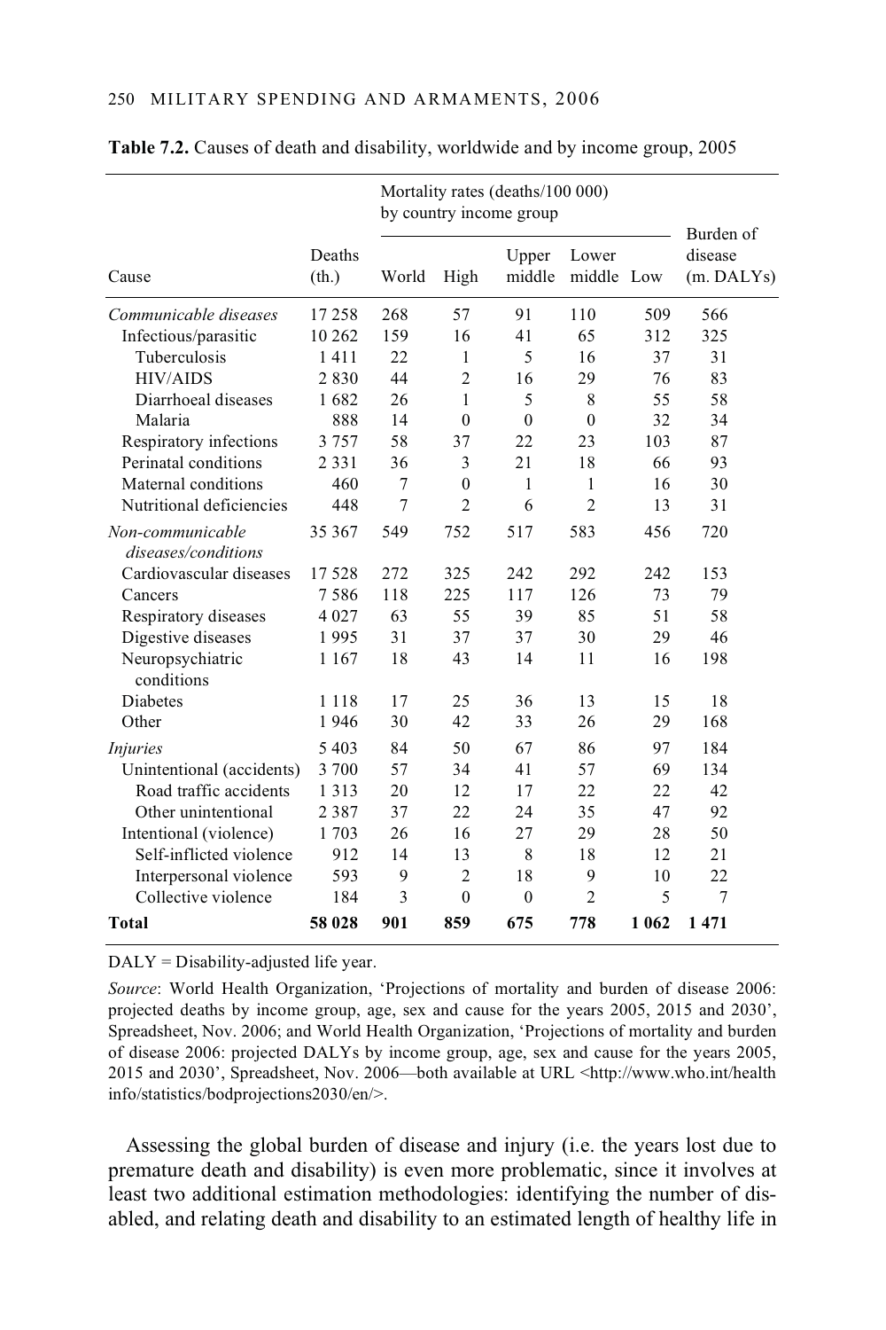**Table 7.2.** Causes of death and disability, worldwide and by income group, 2005

| Cause | Deaths (th.) | Mortality rates (deaths/100 000) by country income group | | | | | Burden of disease (m. DALYs) |
|---|---|---|---|---|---|---|---|
| | | World | High | Upper middle | Lower middle | Low | |
| *Communicable diseases* | 17 258 | 268 | 57 | 91 | 110 | 509 | 566 |
| Infectious/parasitic | 10 262 | 159 | 16 | 41 | 65 | 312 | 325 |
| Tuberculosis | 1 411 | 22 | 1 | 5 | 16 | 37 | 31 |
| HIV/AIDS | 2 830 | 44 | 2 | 16 | 29 | 76 | 83 |
| Diarrhoeal diseases | 1 682 | 26 | 1 | 5 | 8 | 55 | 58 |
| Malaria | 888 | 14 | 0 | 0 | 0 | 32 | 34 |
| Respiratory infections | 3 757 | 58 | 37 | 22 | 23 | 103 | 87 |
| Perinatal conditions | 2 331 | 36 | 3 | 21 | 18 | 66 | 93 |
| Maternal conditions | 460 | 7 | 0 | 1 | 1 | 16 | 30 |
| Nutritional deficiencies | 448 | 7 | 2 | 6 | 2 | 13 | 31 |
| *Non-communicable diseases/conditions* | 35 367 | 549 | 752 | 517 | 583 | 456 | 720 |
| Cardiovascular diseases | 17 528 | 272 | 325 | 242 | 292 | 242 | 153 |
| Cancers | 7 586 | 118 | 225 | 117 | 126 | 73 | 79 |
| Respiratory diseases | 4 027 | 63 | 55 | 39 | 85 | 51 | 58 |
| Digestive diseases | 1 995 | 31 | 37 | 37 | 30 | 29 | 46 |
| Neuropsychiatric conditions | 1 167 | 18 | 43 | 14 | 11 | 16 | 198 |
| Diabetes | 1 118 | 17 | 25 | 36 | 13 | 15 | 18 |
| Other | 1 946 | 30 | 42 | 33 | 26 | 29 | 168 |
| *Injuries* | 5 403 | 84 | 50 | 67 | 86 | 97 | 184 |
| Unintentional (accidents) | 3 700 | 57 | 34 | 41 | 57 | 69 | 134 |
| Road traffic accidents | 1 313 | 20 | 12 | 17 | 22 | 22 | 42 |
| Other unintentional | 2 387 | 37 | 22 | 24 | 35 | 47 | 92 |
| Intentional (violence) | 1 703 | 26 | 16 | 27 | 29 | 28 | 50 |
| Self-inflicted violence | 912 | 14 | 13 | 8 | 18 | 12 | 21 |
| Interpersonal violence | 593 | 9 | 2 | 18 | 9 | 10 | 22 |
| Collective violence | 184 | 3 | 0 | 0 | 2 | 5 | 7 |
| **Total** | **58 028** | **901** | **859** | **675** | **778** | **1 062** | **1 471** |

DALY = Disability-adjusted life year.

*Source*: World Health Organization, 'Projections of mortality and burden of disease 2006: projected deaths by income group, age, sex and cause for the years 2005, 2015 and 2030', Spreadsheet, Nov. 2006; and World Health Organization, 'Projections of mortality and burden of disease 2006: projected DALYs by income group, age, sex and cause for the years 2005, 2015 and 2030', Spreadsheet, Nov. 2006—both available at URL <http://www.who.int/healthinfo/statistics/bodprojections2030/en/>.

Assessing the global burden of disease and injury (i.e. the years lost due to premature death and disability) is even more problematic, since it involves at least two additional estimation methodologies: identifying the number of disabled, and relating death and disability to an estimated length of healthy life in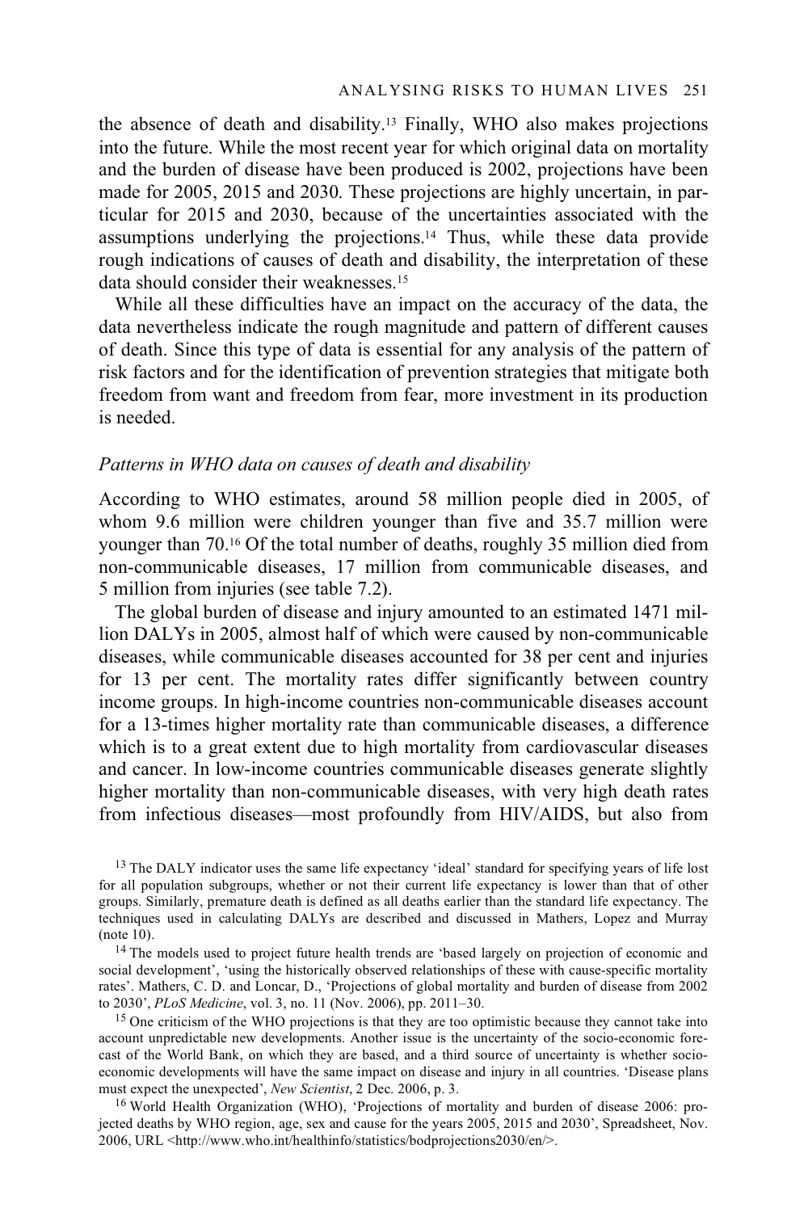the absence of death and disability.[13] Finally, WHO also makes projections into the future. While the most recent year for which original data on mortality and the burden of disease have been produced is 2002, projections have been made for 2005, 2015 and 2030. These projections are highly uncertain, in particular for 2015 and 2030, because of the uncertainties associated with the assumptions underlying the projections.[14] Thus, while these data provide rough indications of causes of death and disability, the interpretation of these data should consider their weaknesses.[15]

While all these difficulties have an impact on the accuracy of the data, the data nevertheless indicate the rough magnitude and pattern of different causes of death. Since this type of data is essential for any analysis of the pattern of risk factors and for the identification of prevention strategies that mitigate both freedom from want and freedom from fear, more investment in its production is needed.

### *Patterns in WHO data on causes of death and disability*

According to WHO estimates, around 58 million people died in 2005, of whom 9.6 million were children younger than five and 35.7 million were younger than 70.[16] Of the total number of deaths, roughly 35 million died from non-communicable diseases, 17 million from communicable diseases, and 5 million from injuries (see table 7.2).

The global burden of disease and injury amounted to an estimated 1471 million DALYs in 2005, almost half of which were caused by non-communicable diseases, while communicable diseases accounted for 38 per cent and injuries for 13 per cent. The mortality rates differ significantly between country income groups. In high-income countries non-communicable diseases account for a 13-times higher mortality rate than communicable diseases, a difference which is to a great extent due to high mortality from cardiovascular diseases and cancer. In low-income countries communicable diseases generate slightly higher mortality than non-communicable diseases, with very high death rates from infectious diseases—most profoundly from HIV/AIDS, but also from

[13] The DALY indicator uses the same life expectancy 'ideal' standard for specifying years of life lost for all population subgroups, whether or not their current life expectancy is lower than that of other groups. Similarly, premature death is defined as all deaths earlier than the standard life expectancy. The techniques used in calculating DALYs are described and discussed in Mathers, Lopez and Murray (note 10).

[14] The models used to project future health trends are 'based largely on projection of economic and social development', 'using the historically observed relationships of these with cause-specific mortality rates'. Mathers, C. D. and Loncar, D., 'Projections of global mortality and burden of disease from 2002 to 2030', *PLoS Medicine*, vol. 3, no. 11 (Nov. 2006), pp. 2011–30.

[15] One criticism of the WHO projections is that they are too optimistic because they cannot take into account unpredictable new developments. Another issue is the uncertainty of the socio-economic forecast of the World Bank, on which they are based, and a third source of uncertainty is whether socio-economic developments will have the same impact on disease and injury in all countries. 'Disease plans must expect the unexpected', *New Scientist*, 2 Dec. 2006, p. 3.

[16] World Health Organization (WHO), 'Projections of mortality and burden of disease 2006: projected deaths by WHO region, age, sex and cause for the years 2005, 2015 and 2030', Spreadsheet, Nov. 2006, URL <http://www.who.int/healthinfo/statistics/bodprojections2030/en/>.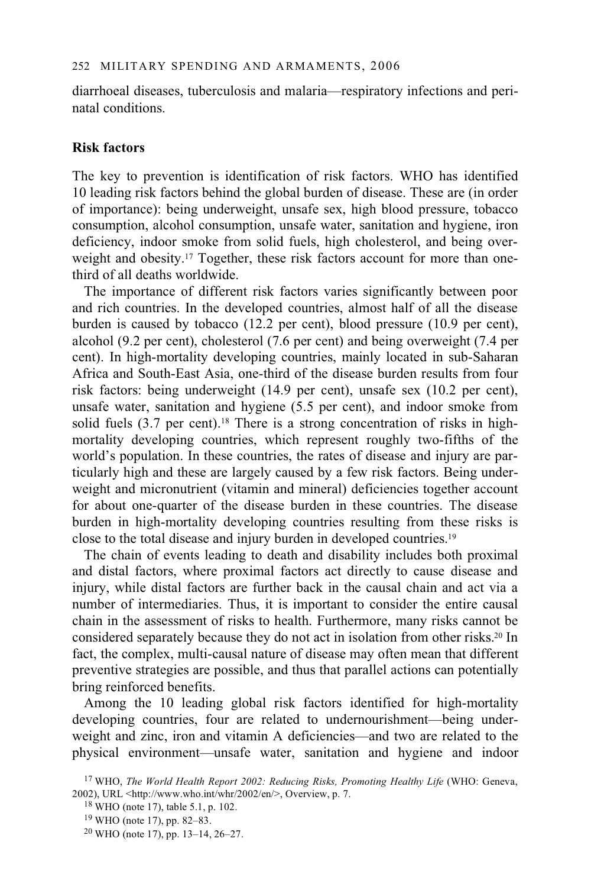diarrhoeal diseases, tuberculosis and malaria—respiratory infections and perinatal conditions.

### Risk factors

The key to prevention is identification of risk factors. WHO has identified 10 leading risk factors behind the global burden of disease. These are (in order of importance): being underweight, unsafe sex, high blood pressure, tobacco consumption, alcohol consumption, unsafe water, sanitation and hygiene, iron deficiency, indoor smoke from solid fuels, high cholesterol, and being overweight and obesity.[17] Together, these risk factors account for more than one-third of all deaths worldwide.

The importance of different risk factors varies significantly between poor and rich countries. In the developed countries, almost half of all the disease burden is caused by tobacco (12.2 per cent), blood pressure (10.9 per cent), alcohol (9.2 per cent), cholesterol (7.6 per cent) and being overweight (7.4 per cent). In high-mortality developing countries, mainly located in sub-Saharan Africa and South-East Asia, one-third of the disease burden results from four risk factors: being underweight (14.9 per cent), unsafe sex (10.2 per cent), unsafe water, sanitation and hygiene (5.5 per cent), and indoor smoke from solid fuels (3.7 per cent).[18] There is a strong concentration of risks in high-mortality developing countries, which represent roughly two-fifths of the world's population. In these countries, the rates of disease and injury are particularly high and these are largely caused by a few risk factors. Being underweight and micronutrient (vitamin and mineral) deficiencies together account for about one-quarter of the disease burden in these countries. The disease burden in high-mortality developing countries resulting from these risks is close to the total disease and injury burden in developed countries.[19]

The chain of events leading to death and disability includes both proximal and distal factors, where proximal factors act directly to cause disease and injury, while distal factors are further back in the causal chain and act via a number of intermediaries. Thus, it is important to consider the entire causal chain in the assessment of risks to health. Furthermore, many risks cannot be considered separately because they do not act in isolation from other risks.[20] In fact, the complex, multi-causal nature of disease may often mean that different preventive strategies are possible, and thus that parallel actions can potentially bring reinforced benefits.

Among the 10 leading global risk factors identified for high-mortality developing countries, four are related to undernourishment—being underweight and zinc, iron and vitamin A deficiencies—and two are related to the physical environment—unsafe water, sanitation and hygiene and indoor

[17] WHO, *The World Health Report 2002: Reducing Risks, Promoting Healthy Life* (WHO: Geneva, 2002), URL <http://www.who.int/whr/2002/en/>, Overview, p. 7.

[18] WHO (note 17), table 5.1, p. 102.

[19] WHO (note 17), pp. 82–83.

[20] WHO (note 17), pp. 13–14, 26–27.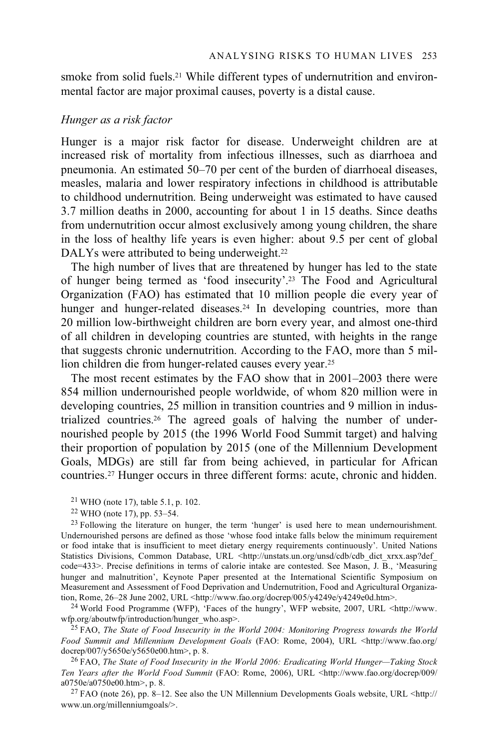smoke from solid fuels.[21] While different types of undernutrition and environmental factor are major proximal causes, poverty is a distal cause.

*Hunger as a risk factor*

Hunger is a major risk factor for disease. Underweight children are at increased risk of mortality from infectious illnesses, such as diarrhoea and pneumonia. An estimated 50–70 per cent of the burden of diarrhoeal diseases, measles, malaria and lower respiratory infections in childhood is attributable to childhood undernutrition. Being underweight was estimated to have caused 3.7 million deaths in 2000, accounting for about 1 in 15 deaths. Since deaths from undernutrition occur almost exclusively among young children, the share in the loss of healthy life years is even higher: about 9.5 per cent of global DALYs were attributed to being underweight.[22]

The high number of lives that are threatened by hunger has led to the state of hunger being termed as 'food insecurity'.[23] The Food and Agricultural Organization (FAO) has estimated that 10 million people die every year of hunger and hunger-related diseases.[24] In developing countries, more than 20 million low-birthweight children are born every year, and almost one-third of all children in developing countries are stunted, with heights in the range that suggests chronic undernutrition. According to the FAO, more than 5 million children die from hunger-related causes every year.[25]

The most recent estimates by the FAO show that in 2001–2003 there were 854 million undernourished people worldwide, of whom 820 million were in developing countries, 25 million in transition countries and 9 million in industrialized countries.[26] The agreed goals of halving the number of undernourished people by 2015 (the 1996 World Food Summit target) and halving their proportion of population by 2015 (one of the Millennium Development Goals, MDGs) are still far from being achieved, in particular for African countries.[27] Hunger occurs in three different forms: acute, chronic and hidden.

[21] WHO (note 17), table 5.1, p. 102.

[22] WHO (note 17), pp. 53–54.

[23] Following the literature on hunger, the term 'hunger' is used here to mean undernourishment. Undernourished persons are defined as those 'whose food intake falls below the minimum requirement or food intake that is insufficient to meet dietary energy requirements continuously'. United Nations Statistics Divisions, Common Database, URL <http://unstats.un.org/unsd/cdb/cdb_dict_xrxx.asp?def_code=433>. Precise definitions in terms of calorie intake are contested. See Mason, J. B., 'Measuring hunger and malnutrition', Keynote Paper presented at the International Scientific Symposium on Measurement and Assessment of Food Deprivation and Undernutrition, Food and Agricultural Organization, Rome, 26–28 June 2002, URL <http://www.fao.org/docrep/005/y4249e/y4249e0d.htm>.

[24] World Food Programme (WFP), 'Faces of the hungry', WFP website, 2007, URL <http://www.wfp.org/aboutwfp/introduction/hunger_who.asp>.

[25] FAO, *The State of Food Insecurity in the World 2004: Monitoring Progress towards the World Food Summit and Millennium Development Goals* (FAO: Rome, 2004), URL <http://www.fao.org/docrep/007/y5650e/y5650e00.htm>, p. 8.

[26] FAO, *The State of Food Insecurity in the World 2006: Eradicating World Hunger—Taking Stock Ten Years after the World Food Summit* (FAO: Rome, 2006), URL <http://www.fao.org/docrep/009/a0750e/a0750e00.htm>, p. 8.

[27] FAO (note 26), pp. 8–12. See also the UN Millennium Developments Goals website, URL <http://www.un.org/millenniumgoals/>.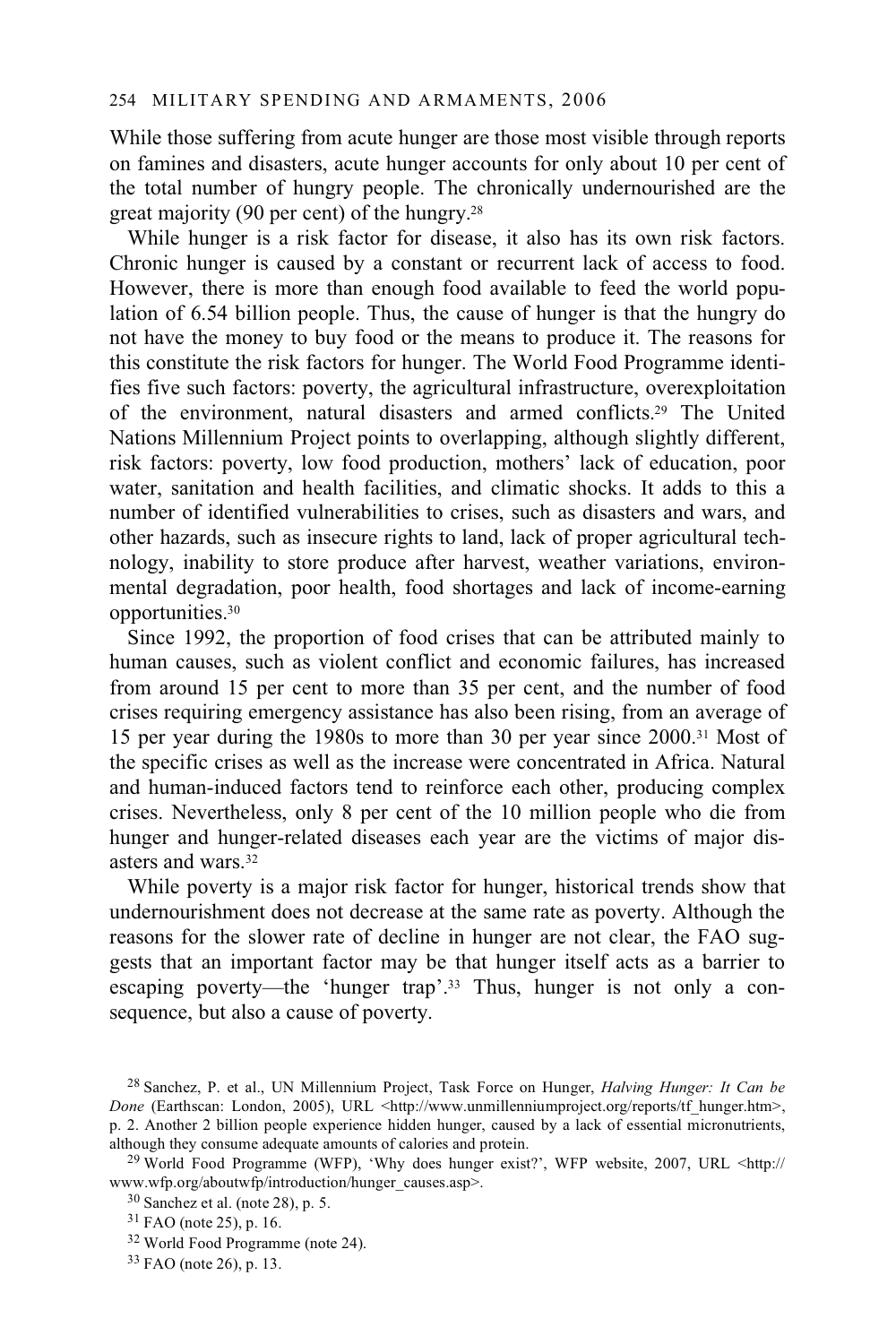While those suffering from acute hunger are those most visible through reports on famines and disasters, acute hunger accounts for only about 10 per cent of the total number of hungry people. The chronically undernourished are the great majority (90 per cent) of the hungry.[28]

While hunger is a risk factor for disease, it also has its own risk factors. Chronic hunger is caused by a constant or recurrent lack of access to food. However, there is more than enough food available to feed the world population of 6.54 billion people. Thus, the cause of hunger is that the hungry do not have the money to buy food or the means to produce it. The reasons for this constitute the risk factors for hunger. The World Food Programme identifies five such factors: poverty, the agricultural infrastructure, overexploitation of the environment, natural disasters and armed conflicts.[29] The United Nations Millennium Project points to overlapping, although slightly different, risk factors: poverty, low food production, mothers' lack of education, poor water, sanitation and health facilities, and climatic shocks. It adds to this a number of identified vulnerabilities to crises, such as disasters and wars, and other hazards, such as insecure rights to land, lack of proper agricultural technology, inability to store produce after harvest, weather variations, environmental degradation, poor health, food shortages and lack of income-earning opportunities.[30]

Since 1992, the proportion of food crises that can be attributed mainly to human causes, such as violent conflict and economic failures, has increased from around 15 per cent to more than 35 per cent, and the number of food crises requiring emergency assistance has also been rising, from an average of 15 per year during the 1980s to more than 30 per year since 2000.[31] Most of the specific crises as well as the increase were concentrated in Africa. Natural and human-induced factors tend to reinforce each other, producing complex crises. Nevertheless, only 8 per cent of the 10 million people who die from hunger and hunger-related diseases each year are the victims of major disasters and wars.[32]

While poverty is a major risk factor for hunger, historical trends show that undernourishment does not decrease at the same rate as poverty. Although the reasons for the slower rate of decline in hunger are not clear, the FAO suggests that an important factor may be that hunger itself acts as a barrier to escaping poverty—the 'hunger trap'.[33] Thus, hunger is not only a consequence, but also a cause of poverty.

[28] Sanchez, P. et al., UN Millennium Project, Task Force on Hunger, *Halving Hunger: It Can be Done* (Earthscan: London, 2005), URL <http://www.unmillenniumproject.org/reports/tf_hunger.htm>, p. 2. Another 2 billion people experience hidden hunger, caused by a lack of essential micronutrients, although they consume adequate amounts of calories and protein.

[29] World Food Programme (WFP), 'Why does hunger exist?', WFP website, 2007, URL <http://www.wfp.org/aboutwfp/introduction/hunger_causes.asp>.

[30] Sanchez et al. (note 28), p. 5.

[31] FAO (note 25), p. 16.

[32] World Food Programme (note 24).

[33] FAO (note 26), p. 13.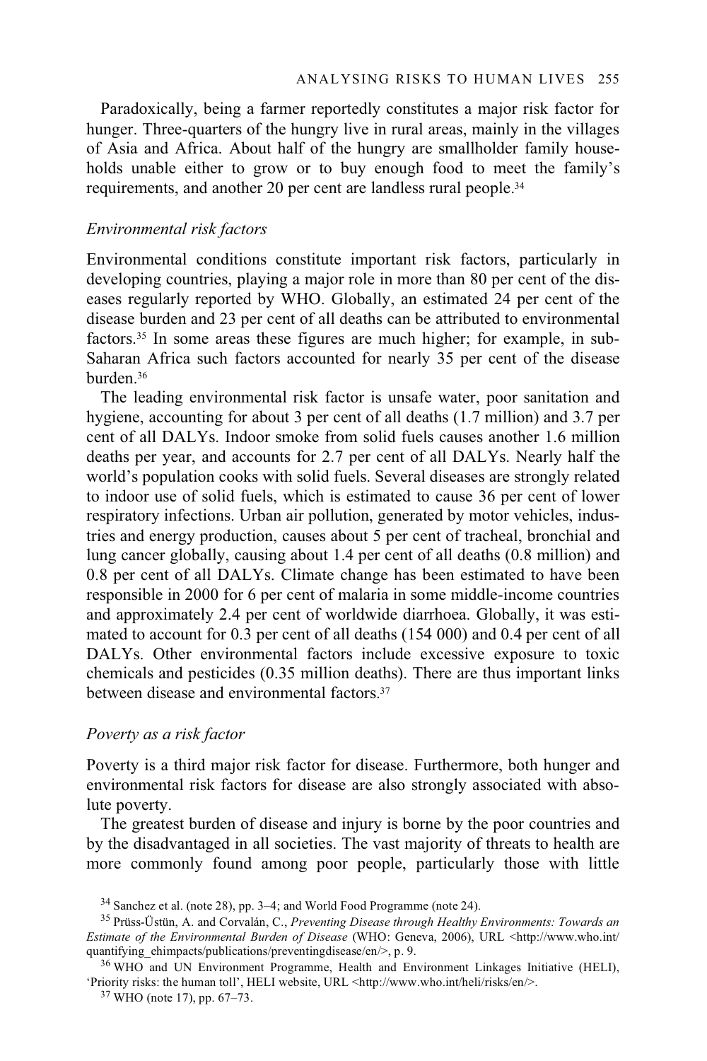Paradoxically, being a farmer reportedly constitutes a major risk factor for hunger. Three-quarters of the hungry live in rural areas, mainly in the villages of Asia and Africa. About half of the hungry are smallholder family households unable either to grow or to buy enough food to meet the family's requirements, and another 20 per cent are landless rural people.[34]

### *Environmental risk factors*

Environmental conditions constitute important risk factors, particularly in developing countries, playing a major role in more than 80 per cent of the diseases regularly reported by WHO. Globally, an estimated 24 per cent of the disease burden and 23 per cent of all deaths can be attributed to environmental factors.[35] In some areas these figures are much higher; for example, in sub-Saharan Africa such factors accounted for nearly 35 per cent of the disease burden.[36]

The leading environmental risk factor is unsafe water, poor sanitation and hygiene, accounting for about 3 per cent of all deaths (1.7 million) and 3.7 per cent of all DALYs. Indoor smoke from solid fuels causes another 1.6 million deaths per year, and accounts for 2.7 per cent of all DALYs. Nearly half the world's population cooks with solid fuels. Several diseases are strongly related to indoor use of solid fuels, which is estimated to cause 36 per cent of lower respiratory infections. Urban air pollution, generated by motor vehicles, industries and energy production, causes about 5 per cent of tracheal, bronchial and lung cancer globally, causing about 1.4 per cent of all deaths (0.8 million) and 0.8 per cent of all DALYs. Climate change has been estimated to have been responsible in 2000 for 6 per cent of malaria in some middle-income countries and approximately 2.4 per cent of worldwide diarrhoea. Globally, it was estimated to account for 0.3 per cent of all deaths (154 000) and 0.4 per cent of all DALYs. Other environmental factors include excessive exposure to toxic chemicals and pesticides (0.35 million deaths). There are thus important links between disease and environmental factors.[37]

### *Poverty as a risk factor*

Poverty is a third major risk factor for disease. Furthermore, both hunger and environmental risk factors for disease are also strongly associated with absolute poverty.

The greatest burden of disease and injury is borne by the poor countries and by the disadvantaged in all societies. The vast majority of threats to health are more commonly found among poor people, particularly those with little

[34] Sanchez et al. (note 28), pp. 3–4; and World Food Programme (note 24).

[35] Prüss-Üstün, A. and Corvalán, C., *Preventing Disease through Healthy Environments: Towards an Estimate of the Environmental Burden of Disease* (WHO: Geneva, 2006), URL <http://www.who.int/quantifying_ehimpacts/publications/preventingdisease/en/>, p. 9.

[36] WHO and UN Environment Programme, Health and Environment Linkages Initiative (HELI), 'Priority risks: the human toll', HELI website, URL <http://www.who.int/heli/risks/en/>.

[37] WHO (note 17), pp. 67–73.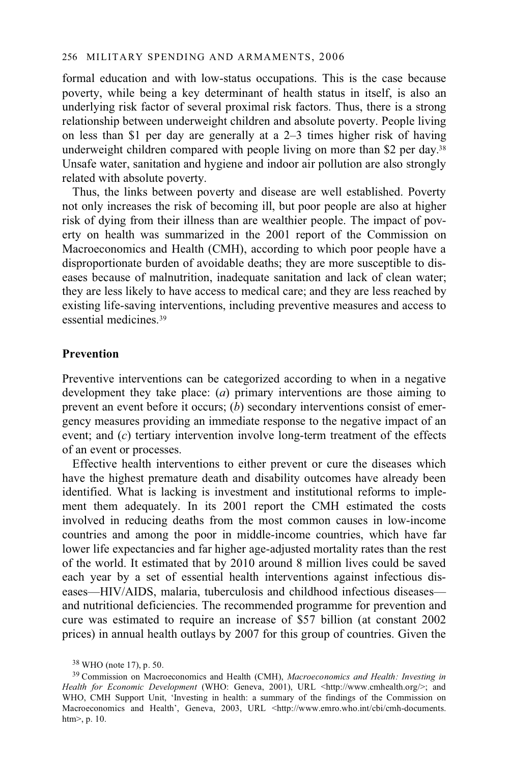formal education and with low-status occupations. This is the case because poverty, while being a key determinant of health status in itself, is also an underlying risk factor of several proximal risk factors. Thus, there is a strong relationship between underweight children and absolute poverty. People living on less than $1 per day are generally at a 2–3 times higher risk of having underweight children compared with people living on more than $2 per day.[38] Unsafe water, sanitation and hygiene and indoor air pollution are also strongly related with absolute poverty.

Thus, the links between poverty and disease are well established. Poverty not only increases the risk of becoming ill, but poor people are also at higher risk of dying from their illness than are wealthier people. The impact of poverty on health was summarized in the 2001 report of the Commission on Macroeconomics and Health (CMH), according to which poor people have a disproportionate burden of avoidable deaths; they are more susceptible to diseases because of malnutrition, inadequate sanitation and lack of clean water; they are less likely to have access to medical care; and they are less reached by existing life-saving interventions, including preventive measures and access to essential medicines.[39]

## Prevention

Preventive interventions can be categorized according to when in a negative development they take place: (*a*) primary interventions are those aiming to prevent an event before it occurs; (*b*) secondary interventions consist of emergency measures providing an immediate response to the negative impact of an event; and (*c*) tertiary intervention involve long-term treatment of the effects of an event or processes.

Effective health interventions to either prevent or cure the diseases which have the highest premature death and disability outcomes have already been identified. What is lacking is investment and institutional reforms to implement them adequately. In its 2001 report the CMH estimated the costs involved in reducing deaths from the most common causes in low-income countries and among the poor in middle-income countries, which have far lower life expectancies and far higher age-adjusted mortality rates than the rest of the world. It estimated that by 2010 around 8 million lives could be saved each year by a set of essential health interventions against infectious diseases—HIV/AIDS, malaria, tuberculosis and childhood infectious diseases—and nutritional deficiencies. The recommended programme for prevention and cure was estimated to require an increase of $57 billion (at constant 2002 prices) in annual health outlays by 2007 for this group of countries. Given the

---

[38] WHO (note 17), p. 50.

[39] Commission on Macroeconomics and Health (CMH), *Macroeconomics and Health: Investing in Health for Economic Development* (WHO: Geneva, 2001), URL <http://www.cmhealth.org/>; and WHO, CMH Support Unit, 'Investing in health: a summary of the findings of the Commission on Macroeconomics and Health', Geneva, 2003, URL <http://www.emro.who.int/cbi/cmh-documents.htm>, p. 10.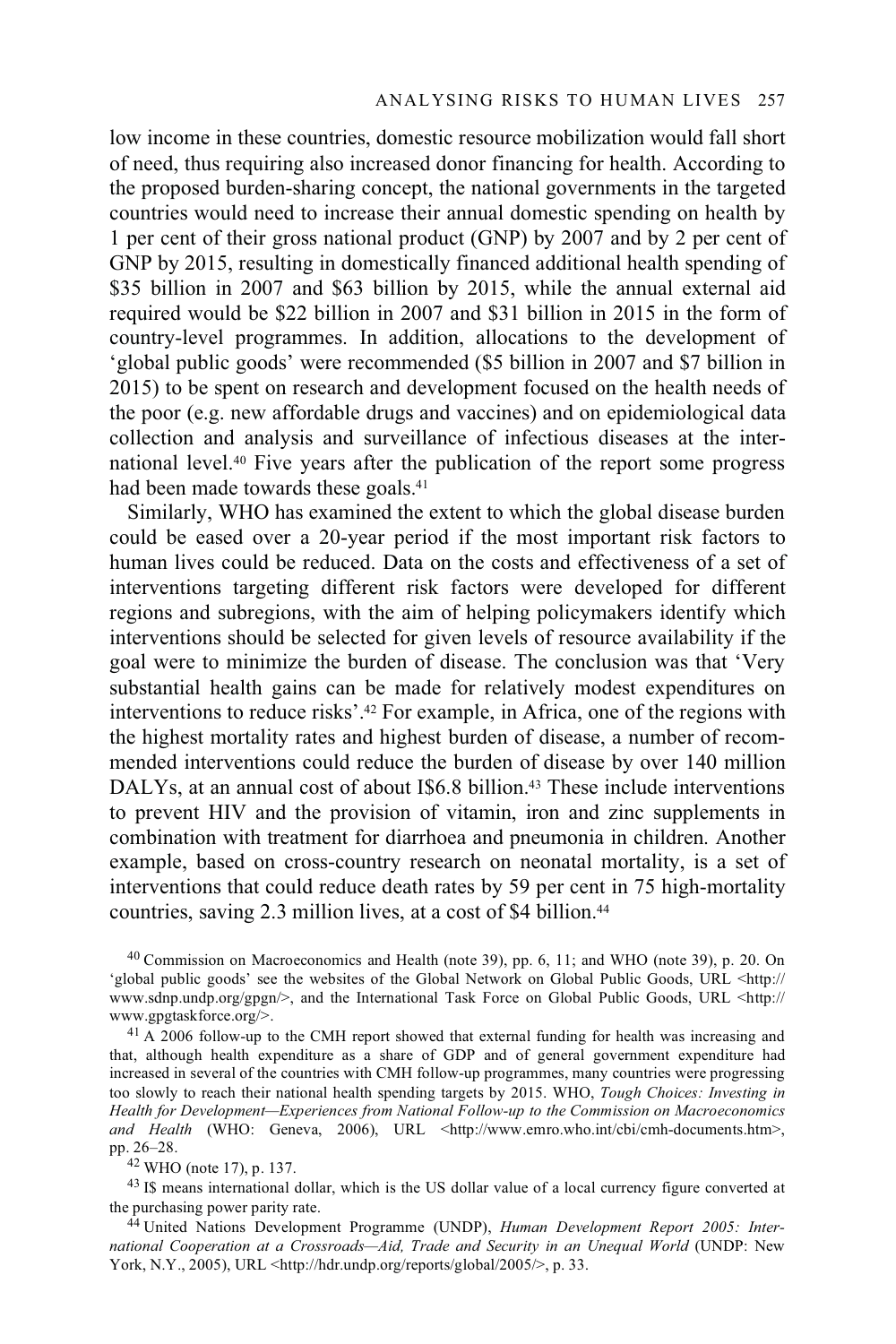low income in these countries, domestic resource mobilization would fall short of need, thus requiring also increased donor financing for health. According to the proposed burden-sharing concept, the national governments in the targeted countries would need to increase their annual domestic spending on health by 1 per cent of their gross national product (GNP) by 2007 and by 2 per cent of GNP by 2015, resulting in domestically financed additional health spending of $35 billion in 2007 and $63 billion by 2015, while the annual external aid required would be $22 billion in 2007 and $31 billion in 2015 in the form of country-level programmes. In addition, allocations to the development of 'global public goods' were recommended ($5 billion in 2007 and $7 billion in 2015) to be spent on research and development focused on the health needs of the poor (e.g. new affordable drugs and vaccines) and on epidemiological data collection and analysis and surveillance of infectious diseases at the international level.[40] Five years after the publication of the report some progress had been made towards these goals.[41]

Similarly, WHO has examined the extent to which the global disease burden could be eased over a 20-year period if the most important risk factors to human lives could be reduced. Data on the costs and effectiveness of a set of interventions targeting different risk factors were developed for different regions and subregions, with the aim of helping policymakers identify which interventions should be selected for given levels of resource availability if the goal were to minimize the burden of disease. The conclusion was that 'Very substantial health gains can be made for relatively modest expenditures on interventions to reduce risks'.[42] For example, in Africa, one of the regions with the highest mortality rates and highest burden of disease, a number of recommended interventions could reduce the burden of disease by over 140 million DALYs, at an annual cost of about I$6.8 billion.[43] These include interventions to prevent HIV and the provision of vitamin, iron and zinc supplements in combination with treatment for diarrhoea and pneumonia in children. Another example, based on cross-country research on neonatal mortality, is a set of interventions that could reduce death rates by 59 per cent in 75 high-mortality countries, saving 2.3 million lives, at a cost of $4 billion.[44]

[40] Commission on Macroeconomics and Health (note 39), pp. 6, 11; and WHO (note 39), p. 20. On 'global public goods' see the websites of the Global Network on Global Public Goods, URL <http://www.sdnp.undp.org/gpgn/>, and the International Task Force on Global Public Goods, URL <http://www.gpgtaskforce.org/>.

[41] A 2006 follow-up to the CMH report showed that external funding for health was increasing and that, although health expenditure as a share of GDP and of general government expenditure had increased in several of the countries with CMH follow-up programmes, many countries were progressing too slowly to reach their national health spending targets by 2015. WHO, *Tough Choices: Investing in Health for Development—Experiences from National Follow-up to the Commission on Macroeconomics and Health* (WHO: Geneva, 2006), URL <http://www.emro.who.int/cbi/cmh-documents.htm>, pp. 26–28.

[42] WHO (note 17), p. 137.

[43] I$ means international dollar, which is the US dollar value of a local currency figure converted at the purchasing power parity rate.

[44] United Nations Development Programme (UNDP), *Human Development Report 2005: International Cooperation at a Crossroads—Aid, Trade and Security in an Unequal World* (UNDP: New York, N.Y., 2005), URL <http://hdr.undp.org/reports/global/2005/>, p. 33.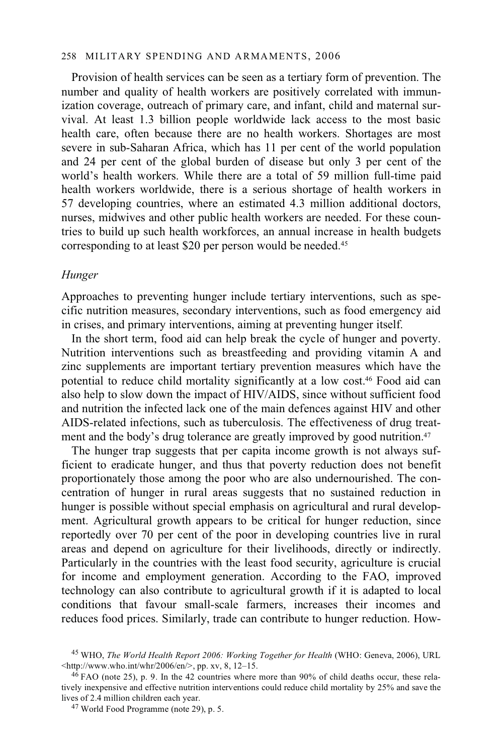Provision of health services can be seen as a tertiary form of prevention. The number and quality of health workers are positively correlated with immunization coverage, outreach of primary care, and infant, child and maternal survival. At least 1.3 billion people worldwide lack access to the most basic health care, often because there are no health workers. Shortages are most severe in sub-Saharan Africa, which has 11 per cent of the world population and 24 per cent of the global burden of disease but only 3 per cent of the world's health workers. While there are a total of 59 million full-time paid health workers worldwide, there is a serious shortage of health workers in 57 developing countries, where an estimated 4.3 million additional doctors, nurses, midwives and other public health workers are needed. For these countries to build up such health workforces, an annual increase in health budgets corresponding to at least $20 per person would be needed.[45]

### *Hunger*

Approaches to preventing hunger include tertiary interventions, such as specific nutrition measures, secondary interventions, such as food emergency aid in crises, and primary interventions, aiming at preventing hunger itself.

In the short term, food aid can help break the cycle of hunger and poverty. Nutrition interventions such as breastfeeding and providing vitamin A and zinc supplements are important tertiary prevention measures which have the potential to reduce child mortality significantly at a low cost.[46] Food aid can also help to slow down the impact of HIV/AIDS, since without sufficient food and nutrition the infected lack one of the main defences against HIV and other AIDS-related infections, such as tuberculosis. The effectiveness of drug treatment and the body's drug tolerance are greatly improved by good nutrition.[47]

The hunger trap suggests that per capita income growth is not always sufficient to eradicate hunger, and thus that poverty reduction does not benefit proportionately those among the poor who are also undernourished. The concentration of hunger in rural areas suggests that no sustained reduction in hunger is possible without special emphasis on agricultural and rural development. Agricultural growth appears to be critical for hunger reduction, since reportedly over 70 per cent of the poor in developing countries live in rural areas and depend on agriculture for their livelihoods, directly or indirectly. Particularly in the countries with the least food security, agriculture is crucial for income and employment generation. According to the FAO, improved technology can also contribute to agricultural growth if it is adapted to local conditions that favour small-scale farmers, increases their incomes and reduces food prices. Similarly, trade can contribute to hunger reduction. How-

[45] WHO, *The World Health Report 2006: Working Together for Health* (WHO: Geneva, 2006), URL <http://www.who.int/whr/2006/en/>, pp. xv, 8, 12–15.

[46] FAO (note 25), p. 9. In the 42 countries where more than 90% of child deaths occur, these relatively inexpensive and effective nutrition interventions could reduce child mortality by 25% and save the lives of 2.4 million children each year.

[47] World Food Programme (note 29), p. 5.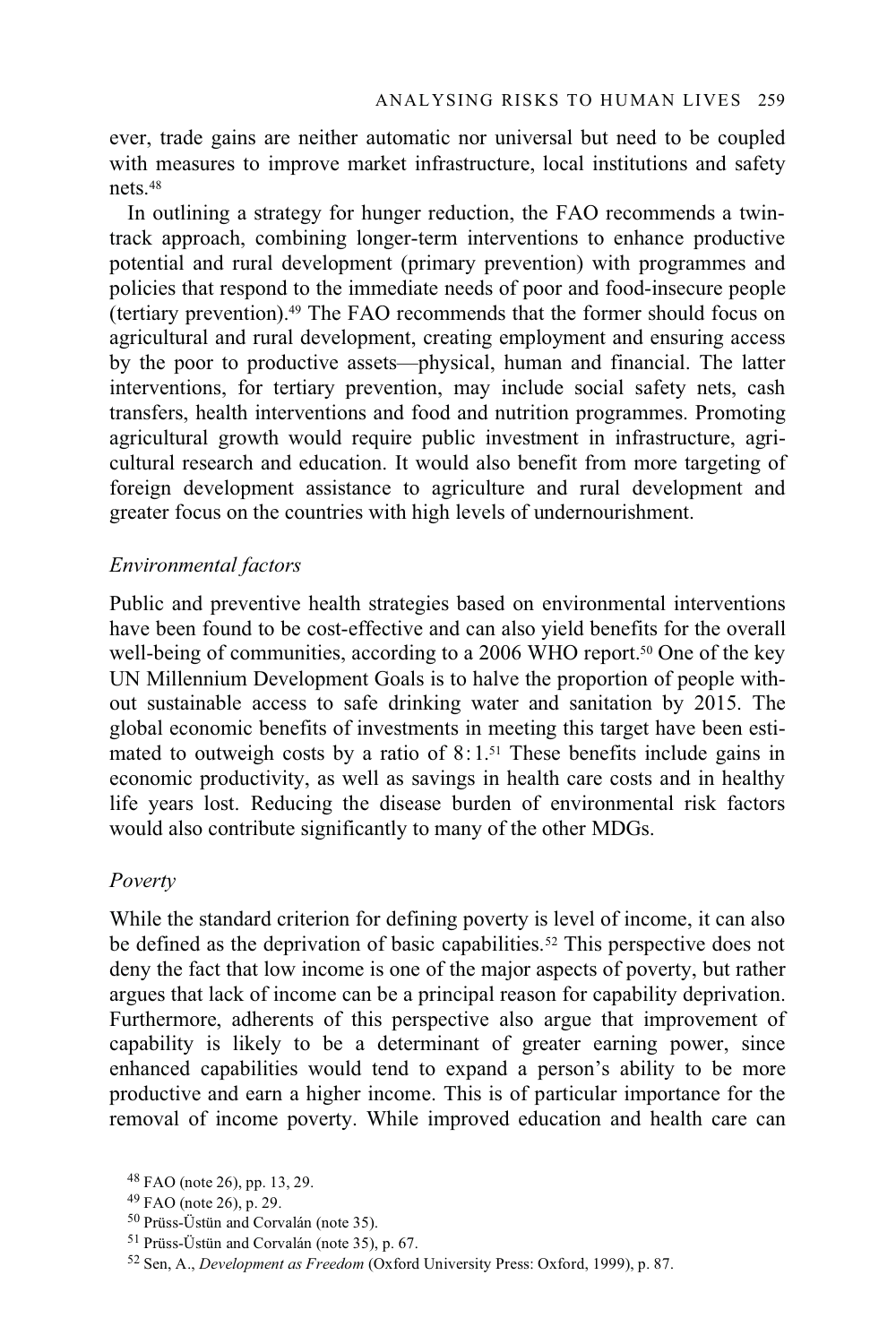ever, trade gains are neither automatic nor universal but need to be coupled with measures to improve market infrastructure, local institutions and safety nets.[48]

In outlining a strategy for hunger reduction, the FAO recommends a twin-track approach, combining longer-term interventions to enhance productive potential and rural development (primary prevention) with programmes and policies that respond to the immediate needs of poor and food-insecure people (tertiary prevention).[49] The FAO recommends that the former should focus on agricultural and rural development, creating employment and ensuring access by the poor to productive assets—physical, human and financial. The latter interventions, for tertiary prevention, may include social safety nets, cash transfers, health interventions and food and nutrition programmes. Promoting agricultural growth would require public investment in infrastructure, agricultural research and education. It would also benefit from more targeting of foreign development assistance to agriculture and rural development and greater focus on the countries with high levels of undernourishment.

### *Environmental factors*

Public and preventive health strategies based on environmental interventions have been found to be cost-effective and can also yield benefits for the overall well-being of communities, according to a 2006 WHO report.[50] One of the key UN Millennium Development Goals is to halve the proportion of people without sustainable access to safe drinking water and sanitation by 2015. The global economic benefits of investments in meeting this target have been estimated to outweigh costs by a ratio of 8:1.[51] These benefits include gains in economic productivity, as well as savings in health care costs and in healthy life years lost. Reducing the disease burden of environmental risk factors would also contribute significantly to many of the other MDGs.

### *Poverty*

While the standard criterion for defining poverty is level of income, it can also be defined as the deprivation of basic capabilities.[52] This perspective does not deny the fact that low income is one of the major aspects of poverty, but rather argues that lack of income can be a principal reason for capability deprivation. Furthermore, adherents of this perspective also argue that improvement of capability is likely to be a determinant of greater earning power, since enhanced capabilities would tend to expand a person's ability to be more productive and earn a higher income. This is of particular importance for the removal of income poverty. While improved education and health care can

[48] FAO (note 26), pp. 13, 29.

[49] FAO (note 26), p. 29.

[50] Prüss-Üstün and Corvalán (note 35).

[51] Prüss-Üstün and Corvalán (note 35), p. 67.

[52] Sen, A., *Development as Freedom* (Oxford University Press: Oxford, 1999), p. 87.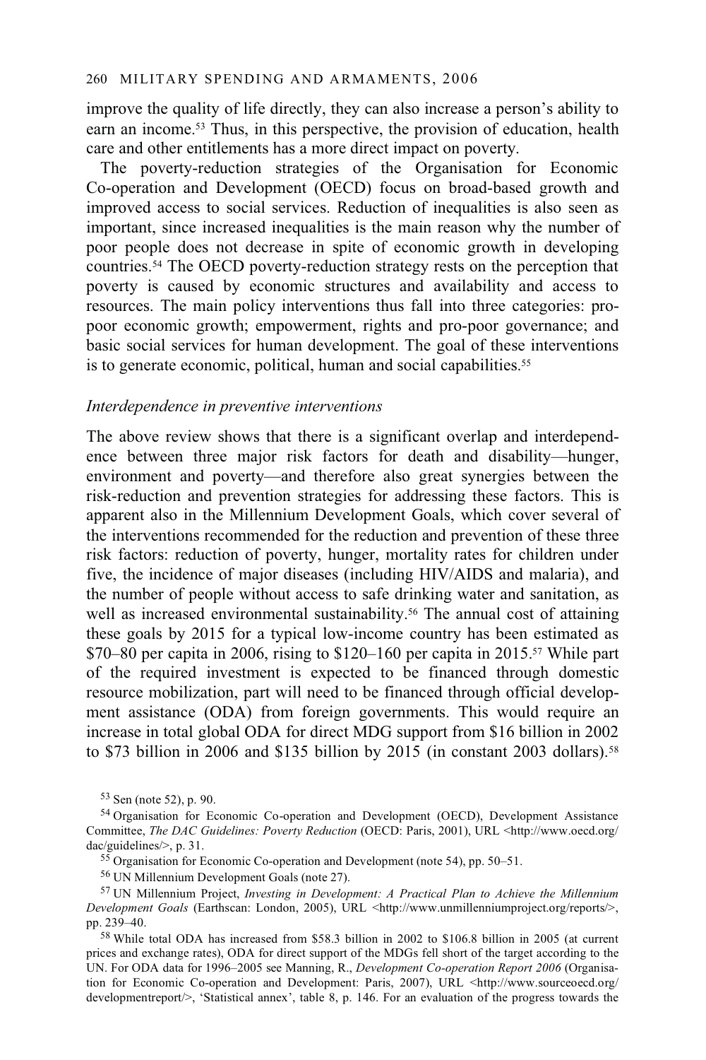improve the quality of life directly, they can also increase a person's ability to earn an income.[53] Thus, in this perspective, the provision of education, health care and other entitlements has a more direct impact on poverty.

The poverty-reduction strategies of the Organisation for Economic Co-operation and Development (OECD) focus on broad-based growth and improved access to social services. Reduction of inequalities is also seen as important, since increased inequalities is the main reason why the number of poor people does not decrease in spite of economic growth in developing countries.[54] The OECD poverty-reduction strategy rests on the perception that poverty is caused by economic structures and availability and access to resources. The main policy interventions thus fall into three categories: pro-poor economic growth; empowerment, rights and pro-poor governance; and basic social services for human development. The goal of these interventions is to generate economic, political, human and social capabilities.[55]

### *Interdependence in preventive interventions*

The above review shows that there is a significant overlap and interdependence between three major risk factors for death and disability—hunger, environment and poverty—and therefore also great synergies between the risk-reduction and prevention strategies for addressing these factors. This is apparent also in the Millennium Development Goals, which cover several of the interventions recommended for the reduction and prevention of these three risk factors: reduction of poverty, hunger, mortality rates for children under five, the incidence of major diseases (including HIV/AIDS and malaria), and the number of people without access to safe drinking water and sanitation, as well as increased environmental sustainability.[56] The annual cost of attaining these goals by 2015 for a typical low-income country has been estimated as $70–80 per capita in 2006, rising to $120–160 per capita in 2015.[57] While part of the required investment is expected to be financed through domestic resource mobilization, part will need to be financed through official development assistance (ODA) from foreign governments. This would require an increase in total global ODA for direct MDG support from $16 billion in 2002 to $73 billion in 2006 and $135 billion by 2015 (in constant 2003 dollars).[58]

[53] Sen (note 52), p. 90.

[54] Organisation for Economic Co-operation and Development (OECD), Development Assistance Committee, *The DAC Guidelines: Poverty Reduction* (OECD: Paris, 2001), URL <http://www.oecd.org/dac/guidelines/>, p. 31.

[55] Organisation for Economic Co-operation and Development (note 54), pp. 50–51.

[56] UN Millennium Development Goals (note 27).

[57] UN Millennium Project, *Investing in Development: A Practical Plan to Achieve the Millennium Development Goals* (Earthscan: London, 2005), URL <http://www.unmillenniumproject.org/reports/>, pp. 239–40.

[58] While total ODA has increased from $58.3 billion in 2002 to $106.8 billion in 2005 (at current prices and exchange rates), ODA for direct support of the MDGs fell short of the target according to the UN. For ODA data for 1996–2005 see Manning, R., *Development Co-operation Report 2006* (Organisation for Economic Co-operation and Development: Paris, 2007), URL <http://www.sourceoecd.org/developmentreport/>, 'Statistical annex', table 8, p. 146. For an evaluation of the progress towards the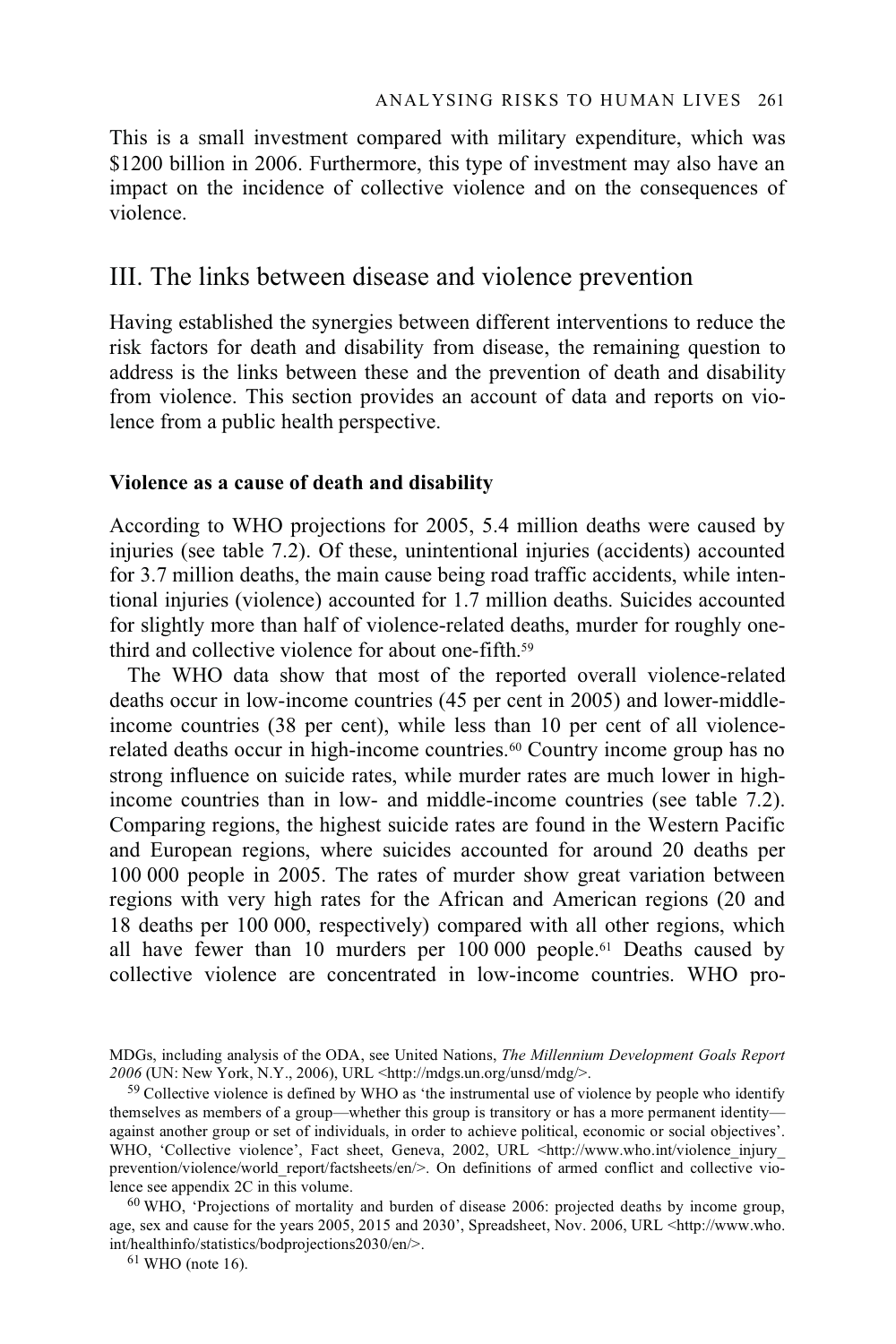This is a small investment compared with military expenditure, which was $1200 billion in 2006. Furthermore, this type of investment may also have an impact on the incidence of collective violence and on the consequences of violence.

## III. The links between disease and violence prevention

Having established the synergies between different interventions to reduce the risk factors for death and disability from disease, the remaining question to address is the links between these and the prevention of death and disability from violence. This section provides an account of data and reports on violence from a public health perspective.

### Violence as a cause of death and disability

According to WHO projections for 2005, 5.4 million deaths were caused by injuries (see table 7.2). Of these, unintentional injuries (accidents) accounted for 3.7 million deaths, the main cause being road traffic accidents, while intentional injuries (violence) accounted for 1.7 million deaths. Suicides accounted for slightly more than half of violence-related deaths, murder for roughly one-third and collective violence for about one-fifth.[59]

The WHO data show that most of the reported overall violence-related deaths occur in low-income countries (45 per cent in 2005) and lower-middle-income countries (38 per cent), while less than 10 per cent of all violence-related deaths occur in high-income countries.[60] Country income group has no strong influence on suicide rates, while murder rates are much lower in high-income countries than in low- and middle-income countries (see table 7.2). Comparing regions, the highest suicide rates are found in the Western Pacific and European regions, where suicides accounted for around 20 deaths per 100 000 people in 2005. The rates of murder show great variation between regions with very high rates for the African and American regions (20 and 18 deaths per 100 000, respectively) compared with all other regions, which all have fewer than 10 murders per 100 000 people.[61] Deaths caused by collective violence are concentrated in low-income countries. WHO pro-

---

MDGs, including analysis of the ODA, see United Nations, *The Millennium Development Goals Report 2006* (UN: New York, N.Y., 2006), URL <http://mdgs.un.org/unsd/mdg/>.

[59] Collective violence is defined by WHO as 'the instrumental use of violence by people who identify themselves as members of a group—whether this group is transitory or has a more permanent identity—against another group or set of individuals, in order to achieve political, economic or social objectives'. WHO, 'Collective violence', Fact sheet, Geneva, 2002, URL <http://www.who.int/violence_injury_prevention/violence/world_report/factsheets/en/>. On definitions of armed conflict and collective violence see appendix 2C in this volume.

[60] WHO, 'Projections of mortality and burden of disease 2006: projected deaths by income group, age, sex and cause for the years 2005, 2015 and 2030', Spreadsheet, Nov. 2006, URL <http://www.who.int/healthinfo/statistics/bodprojections2030/en/>.

[61] WHO (note 16).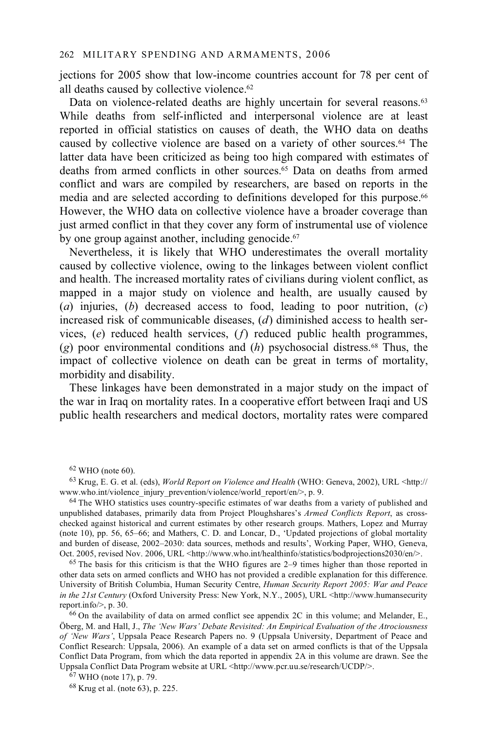jections for 2005 show that low-income countries account for 78 per cent of all deaths caused by collective violence.[62]

Data on violence-related deaths are highly uncertain for several reasons.[63] While deaths from self-inflicted and interpersonal violence are at least reported in official statistics on causes of death, the WHO data on deaths caused by collective violence are based on a variety of other sources.[64] The latter data have been criticized as being too high compared with estimates of deaths from armed conflicts in other sources.[65] Data on deaths from armed conflict and wars are compiled by researchers, are based on reports in the media and are selected according to definitions developed for this purpose.[66] However, the WHO data on collective violence have a broader coverage than just armed conflict in that they cover any form of instrumental use of violence by one group against another, including genocide.[67]

Nevertheless, it is likely that WHO underestimates the overall mortality caused by collective violence, owing to the linkages between violent conflict and health. The increased mortality rates of civilians during violent conflict, as mapped in a major study on violence and health, are usually caused by (*a*) injuries, (*b*) decreased access to food, leading to poor nutrition, (*c*) increased risk of communicable diseases, (*d*) diminished access to health services, (*e*) reduced health services, (*f*) reduced public health programmes, (*g*) poor environmental conditions and (*h*) psychosocial distress.[68] Thus, the impact of collective violence on death can be great in terms of mortality, morbidity and disability.

These linkages have been demonstrated in a major study on the impact of the war in Iraq on mortality rates. In a cooperative effort between Iraqi and US public health researchers and medical doctors, mortality rates were compared

---

[62] WHO (note 60).

[63] Krug, E. G. et al. (eds), *World Report on Violence and Health* (WHO: Geneva, 2002), URL <http://www.who.int/violence_injury_prevention/violence/world_report/en/>, p. 9.

[64] The WHO statistics uses country-specific estimates of war deaths from a variety of published and unpublished databases, primarily data from Project Ploughshares's *Armed Conflicts Report*, as cross-checked against historical and current estimates by other research groups. Mathers, Lopez and Murray (note 10), pp. 56, 65–66; and Mathers, C. D. and Loncar, D., 'Updated projections of global mortality and burden of disease, 2002–2030: data sources, methods and results', Working Paper, WHO, Geneva, Oct. 2005, revised Nov. 2006, URL <http://www.who.int/healthinfo/statistics/bodprojections2030/en/>.

[65] The basis for this criticism is that the WHO figures are 2–9 times higher than those reported in other data sets on armed conflicts and WHO has not provided a credible explanation for this difference. University of British Columbia, Human Security Centre, *Human Security Report 2005: War and Peace in the 21st Century* (Oxford University Press: New York, N.Y., 2005), URL <http://www.humansecurityreport.info/>, p. 30.

[66] On the availability of data on armed conflict see appendix 2C in this volume; and Melander, E., Öberg, M. and Hall, J., *The 'New Wars' Debate Revisited: An Empirical Evaluation of the Atrociousness of 'New Wars'*, Uppsala Peace Research Papers no. 9 (Uppsala University, Department of Peace and Conflict Research: Uppsala, 2006). An example of a data set on armed conflicts is that of the Uppsala Conflict Data Program, from which the data reported in appendix 2A in this volume are drawn. See the Uppsala Conflict Data Program website at URL <http://www.pcr.uu.se/research/UCDP/>.

[67] WHO (note 17), p. 79.

[68] Krug et al. (note 63), p. 225.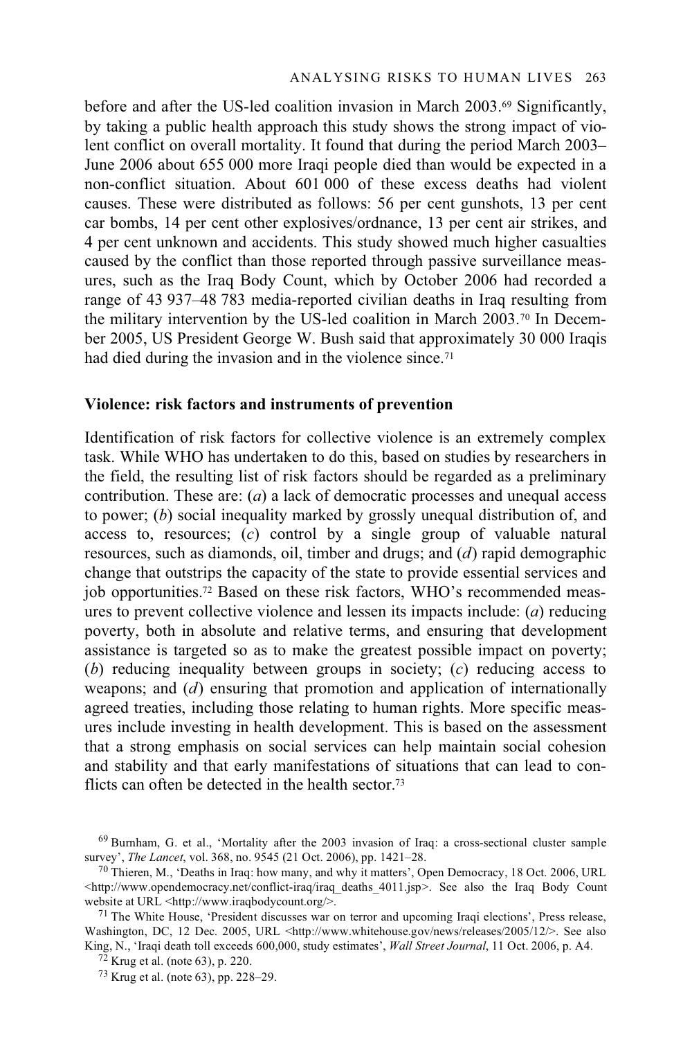before and after the US-led coalition invasion in March 2003.[69] Significantly, by taking a public health approach this study shows the strong impact of violent conflict on overall mortality. It found that during the period March 2003–June 2006 about 655 000 more Iraqi people died than would be expected in a non-conflict situation. About 601 000 of these excess deaths had violent causes. These were distributed as follows: 56 per cent gunshots, 13 per cent car bombs, 14 per cent other explosives/ordnance, 13 per cent air strikes, and 4 per cent unknown and accidents. This study showed much higher casualties caused by the conflict than those reported through passive surveillance measures, such as the Iraq Body Count, which by October 2006 had recorded a range of 43 937–48 783 media-reported civilian deaths in Iraq resulting from the military intervention by the US-led coalition in March 2003.[70] In December 2005, US President George W. Bush said that approximately 30 000 Iraqis had died during the invasion and in the violence since.[71]

### Violence: risk factors and instruments of prevention

Identification of risk factors for collective violence is an extremely complex task. While WHO has undertaken to do this, based on studies by researchers in the field, the resulting list of risk factors should be regarded as a preliminary contribution. These are: (*a*) a lack of democratic processes and unequal access to power; (*b*) social inequality marked by grossly unequal distribution of, and access to, resources; (*c*) control by a single group of valuable natural resources, such as diamonds, oil, timber and drugs; and (*d*) rapid demographic change that outstrips the capacity of the state to provide essential services and job opportunities.[72] Based on these risk factors, WHO's recommended measures to prevent collective violence and lessen its impacts include: (*a*) reducing poverty, both in absolute and relative terms, and ensuring that development assistance is targeted so as to make the greatest possible impact on poverty; (*b*) reducing inequality between groups in society; (*c*) reducing access to weapons; and (*d*) ensuring that promotion and application of internationally agreed treaties, including those relating to human rights. More specific measures include investing in health development. This is based on the assessment that a strong emphasis on social services can help maintain social cohesion and stability and that early manifestations of situations that can lead to conflicts can often be detected in the health sector.[73]

---

[69] Burnham, G. et al., 'Mortality after the 2003 invasion of Iraq: a cross-sectional cluster sample survey', *The Lancet*, vol. 368, no. 9545 (21 Oct. 2006), pp. 1421–28.

[70] Thieren, M., 'Deaths in Iraq: how many, and why it matters', Open Democracy, 18 Oct. 2006, URL <http://www.opendemocracy.net/conflict-iraq/iraq_deaths_4011.jsp>. See also the Iraq Body Count website at URL <http://www.iraqbodycount.org/>.

[71] The White House, 'President discusses war on terror and upcoming Iraqi elections', Press release, Washington, DC, 12 Dec. 2005, URL <http://www.whitehouse.gov/news/releases/2005/12/>. See also King, N., 'Iraqi death toll exceeds 600,000, study estimates', *Wall Street Journal*, 11 Oct. 2006, p. A4.

[72] Krug et al. (note 63), p. 220.

[73] Krug et al. (note 63), pp. 228–29.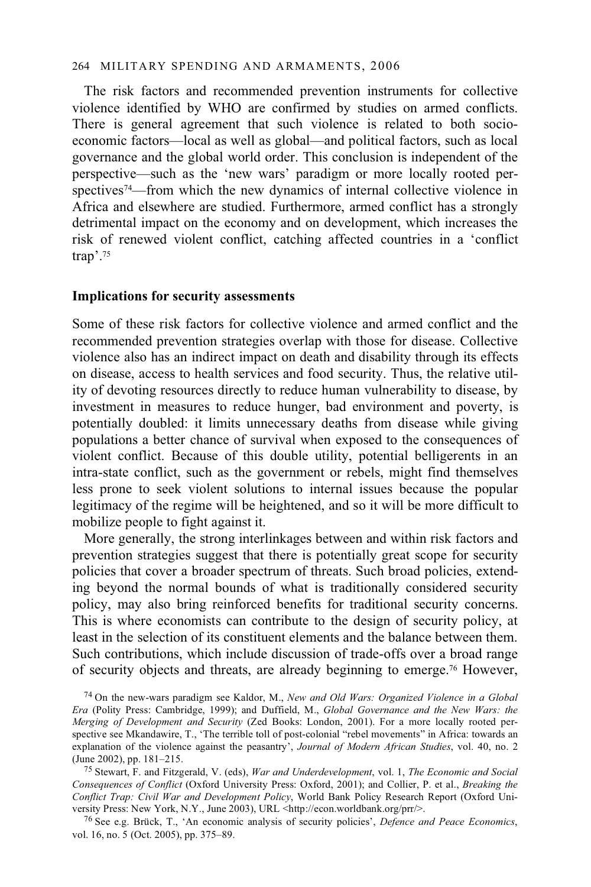The risk factors and recommended prevention instruments for collective violence identified by WHO are confirmed by studies on armed conflicts. There is general agreement that such violence is related to both socio-economic factors—local as well as global—and political factors, such as local governance and the global world order. This conclusion is independent of the perspective—such as the 'new wars' paradigm or more locally rooted perspectives[74]—from which the new dynamics of internal collective violence in Africa and elsewhere are studied. Furthermore, armed conflict has a strongly detrimental impact on the economy and on development, which increases the risk of renewed violent conflict, catching affected countries in a 'conflict trap'.[75]

**Implications for security assessments**

Some of these risk factors for collective violence and armed conflict and the recommended prevention strategies overlap with those for disease. Collective violence also has an indirect impact on death and disability through its effects on disease, access to health services and food security. Thus, the relative utility of devoting resources directly to reduce human vulnerability to disease, by investment in measures to reduce hunger, bad environment and poverty, is potentially doubled: it limits unnecessary deaths from disease while giving populations a better chance of survival when exposed to the consequences of violent conflict. Because of this double utility, potential belligerents in an intra-state conflict, such as the government or rebels, might find themselves less prone to seek violent solutions to internal issues because the popular legitimacy of the regime will be heightened, and so it will be more difficult to mobilize people to fight against it.

More generally, the strong interlinkages between and within risk factors and prevention strategies suggest that there is potentially great scope for security policies that cover a broader spectrum of threats. Such broad policies, extending beyond the normal bounds of what is traditionally considered security policy, may also bring reinforced benefits for traditional security concerns. This is where economists can contribute to the design of security policy, at least in the selection of its constituent elements and the balance between them. Such contributions, which include discussion of trade-offs over a broad range of security objects and threats, are already beginning to emerge.[76] However,

[74] On the new-wars paradigm see Kaldor, M., *New and Old Wars: Organized Violence in a Global Era* (Polity Press: Cambridge, 1999); and Duffield, M., *Global Governance and the New Wars: the Merging of Development and Security* (Zed Books: London, 2001). For a more locally rooted perspective see Mkandawire, T., 'The terrible toll of post-colonial "rebel movements" in Africa: towards an explanation of the violence against the peasantry', *Journal of Modern African Studies*, vol. 40, no. 2 (June 2002), pp. 181–215.

[75] Stewart, F. and Fitzgerald, V. (eds), *War and Underdevelopment*, vol. 1, *The Economic and Social Consequences of Conflict* (Oxford University Press: Oxford, 2001); and Collier, P. et al., *Breaking the Conflict Trap: Civil War and Development Policy*, World Bank Policy Research Report (Oxford University Press: New York, N.Y., June 2003), URL <http://econ.worldbank.org/prr/>.

[76] See e.g. Brück, T., 'An economic analysis of security policies', *Defence and Peace Economics*, vol. 16, no. 5 (Oct. 2005), pp. 375–89.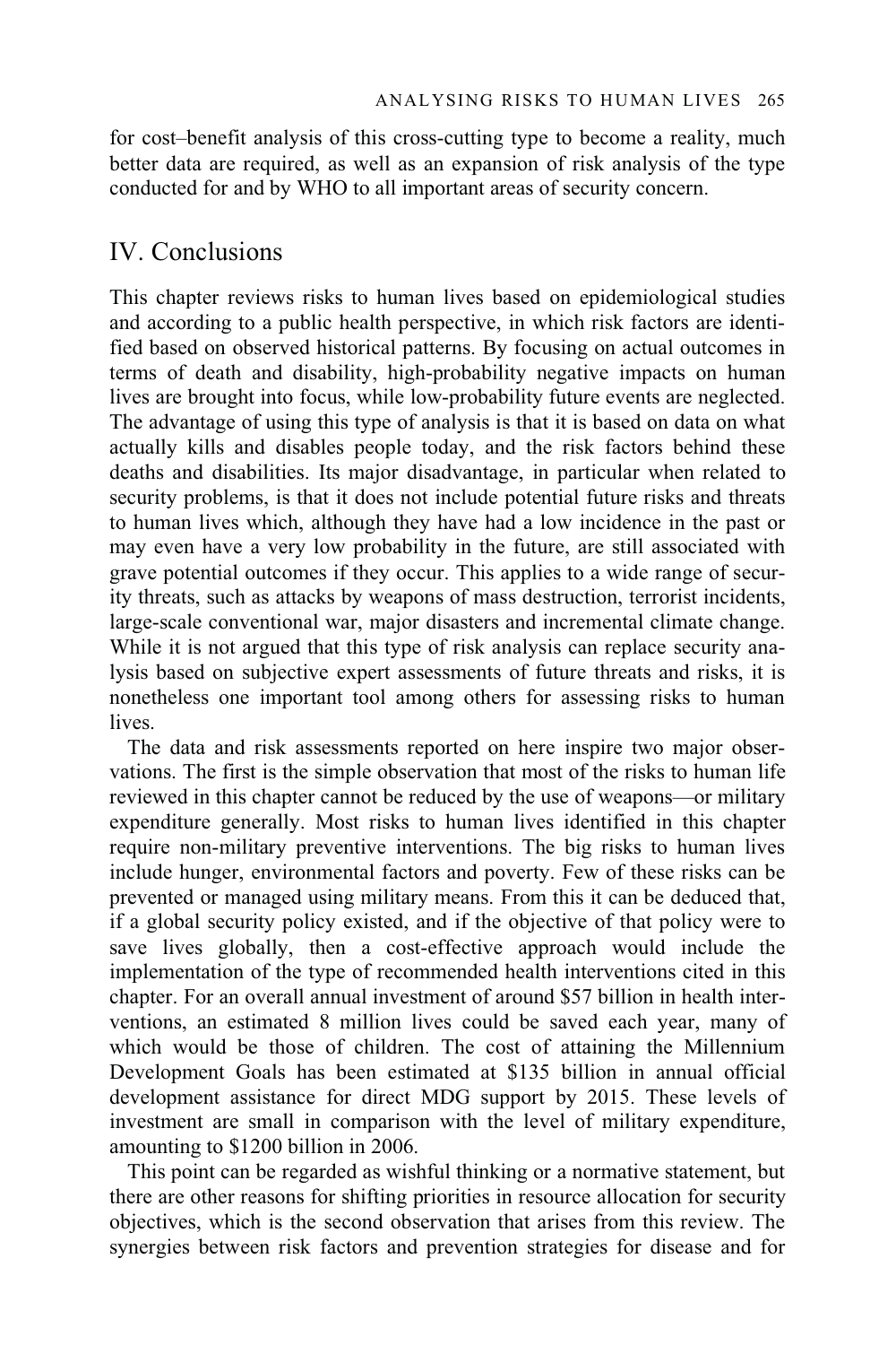for cost–benefit analysis of this cross-cutting type to become a reality, much better data are required, as well as an expansion of risk analysis of the type conducted for and by WHO to all important areas of security concern.

## IV. Conclusions

This chapter reviews risks to human lives based on epidemiological studies and according to a public health perspective, in which risk factors are identified based on observed historical patterns. By focusing on actual outcomes in terms of death and disability, high-probability negative impacts on human lives are brought into focus, while low-probability future events are neglected. The advantage of using this type of analysis is that it is based on data on what actually kills and disables people today, and the risk factors behind these deaths and disabilities. Its major disadvantage, in particular when related to security problems, is that it does not include potential future risks and threats to human lives which, although they have had a low incidence in the past or may even have a very low probability in the future, are still associated with grave potential outcomes if they occur. This applies to a wide range of security threats, such as attacks by weapons of mass destruction, terrorist incidents, large-scale conventional war, major disasters and incremental climate change. While it is not argued that this type of risk analysis can replace security analysis based on subjective expert assessments of future threats and risks, it is nonetheless one important tool among others for assessing risks to human lives.

The data and risk assessments reported on here inspire two major observations. The first is the simple observation that most of the risks to human life reviewed in this chapter cannot be reduced by the use of weapons—or military expenditure generally. Most risks to human lives identified in this chapter require non-military preventive interventions. The big risks to human lives include hunger, environmental factors and poverty. Few of these risks can be prevented or managed using military means. From this it can be deduced that, if a global security policy existed, and if the objective of that policy were to save lives globally, then a cost-effective approach would include the implementation of the type of recommended health interventions cited in this chapter. For an overall annual investment of around $57 billion in health interventions, an estimated 8 million lives could be saved each year, many of which would be those of children. The cost of attaining the Millennium Development Goals has been estimated at $135 billion in annual official development assistance for direct MDG support by 2015. These levels of investment are small in comparison with the level of military expenditure, amounting to $1200 billion in 2006.

This point can be regarded as wishful thinking or a normative statement, but there are other reasons for shifting priorities in resource allocation for security objectives, which is the second observation that arises from this review. The synergies between risk factors and prevention strategies for disease and for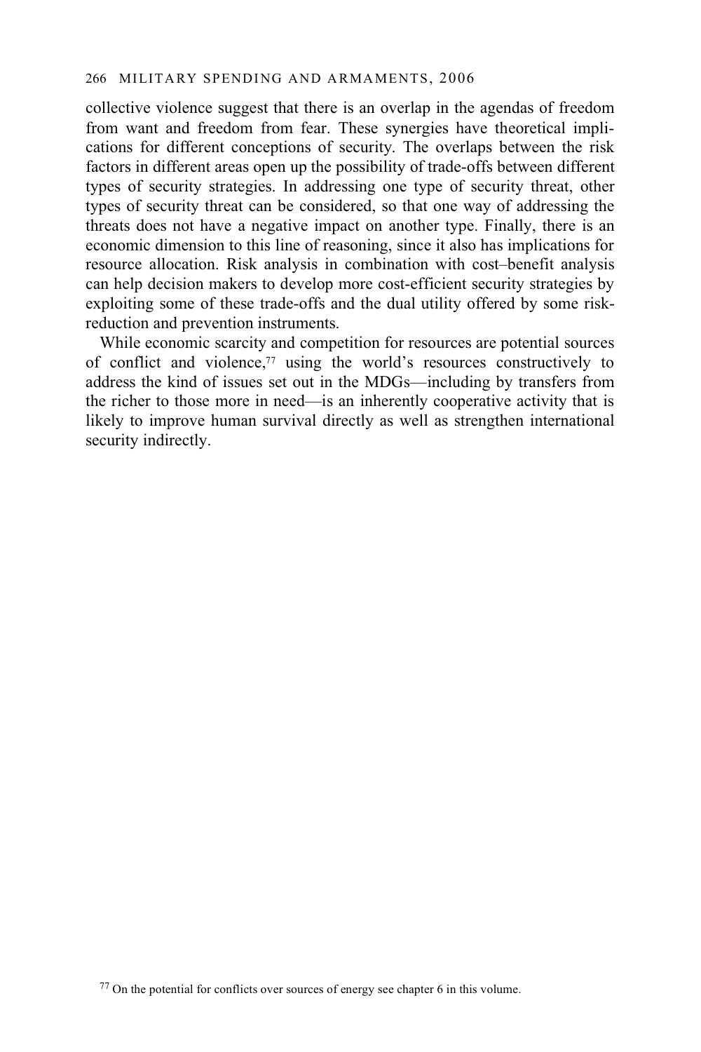collective violence suggest that there is an overlap in the agendas of freedom from want and freedom from fear. These synergies have theoretical implications for different conceptions of security. The overlaps between the risk factors in different areas open up the possibility of trade-offs between different types of security strategies. In addressing one type of security threat, other types of security threat can be considered, so that one way of addressing the threats does not have a negative impact on another type. Finally, there is an economic dimension to this line of reasoning, since it also has implications for resource allocation. Risk analysis in combination with cost–benefit analysis can help decision makers to develop more cost-efficient security strategies by exploiting some of these trade-offs and the dual utility offered by some risk-reduction and prevention instruments.

While economic scarcity and competition for resources are potential sources of conflict and violence,[77] using the world's resources constructively to address the kind of issues set out in the MDGs—including by transfers from the richer to those more in need—is an inherently cooperative activity that is likely to improve human survival directly as well as strengthen international security indirectly.

[77] On the potential for conflicts over sources of energy see chapter 6 in this volume.